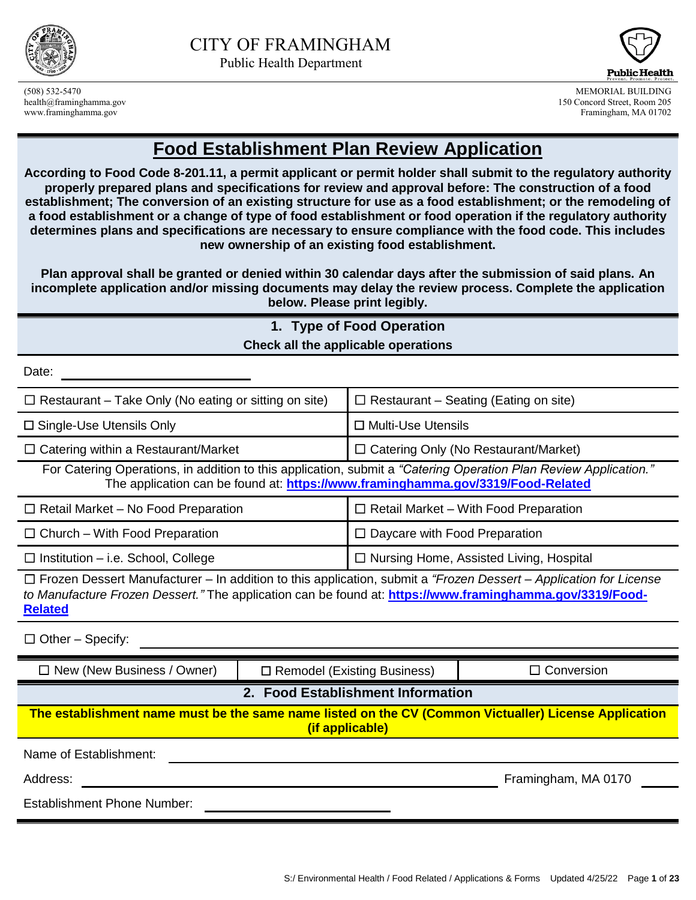# CITY OF FRAMINGHAM

Public Health Department

(508) 532-5470
health@framinghamma.gov
www.framinghamma.gov

MEMORIAL BUILDING
150 Concord Street, Room 205
Framingham, MA 01702

## Food Establishment Plan Review Application

**According to Food Code 8-201.11, a permit applicant or permit holder shall submit to the regulatory authority properly prepared plans and specifications for review and approval before: The construction of a food establishment; The conversion of an existing structure for use as a food establishment; or the remodeling of a food establishment or a change of type of food establishment or food operation if the regulatory authority determines plans and specifications are necessary to ensure compliance with the food code. This includes new ownership of an existing food establishment.**

**Plan approval shall be granted or denied within 30 calendar days after the submission of said plans. An incomplete application and/or missing documents may delay the review process. Complete the application below. Please print legibly.**

### 1. Type of Food Operation

**Check all the applicable operations**

Date: ______________________

| | |
|---|---|
| ☐ Restaurant – Take Only (No eating or sitting on site) | ☐ Restaurant – Seating (Eating on site) |
| ☐ Single-Use Utensils Only | ☐ Multi-Use Utensils |
| ☐ Catering within a Restaurant/Market | ☐ Catering Only (No Restaurant/Market) |

For Catering Operations, in addition to this application, submit a *"Catering Operation Plan Review Application."* The application can be found at: **https://www.framinghamma.gov/3319/Food-Related**

| | |
|---|---|
| ☐ Retail Market – No Food Preparation | ☐ Retail Market – With Food Preparation |
| ☐ Church – With Food Preparation | ☐ Daycare with Food Preparation |
| ☐ Institution – i.e. School, College | ☐ Nursing Home, Assisted Living, Hospital |

☐ Frozen Dessert Manufacturer – In addition to this application, submit a *"Frozen Dessert – Application for License to Manufacture Frozen Dessert."* The application can be found at: **https://www.framinghamma.gov/3319/Food-Related**

☐ Other – Specify: ______________________

| | | |
|---|---|---|
| ☐ New (New Business / Owner) | ☐ Remodel (Existing Business) | ☐ Conversion |

### 2. Food Establishment Information

**The establishment name must be the same name listed on the CV (Common Victualler) License Application (if applicable)**

Name of Establishment: ______________________

Address: ______________________ Framingham, MA 0170 ____

Establishment Phone Number: ______________________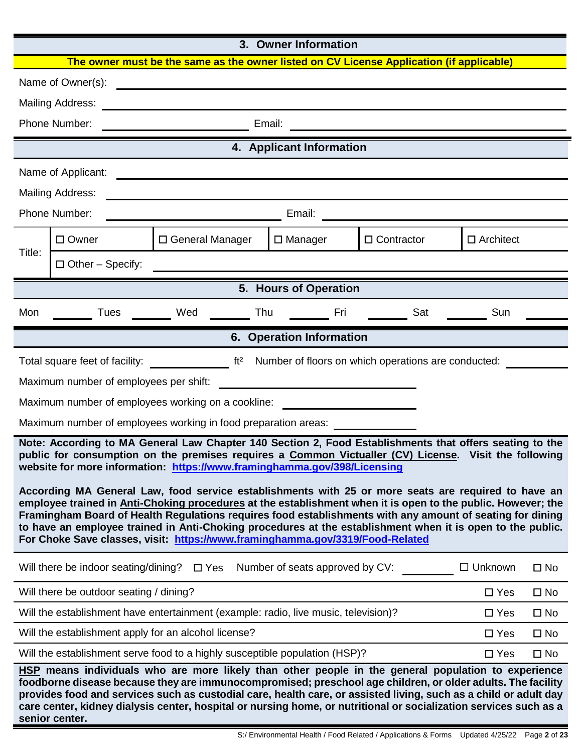## 3. Owner Information

**The owner must be the same as the owner listed on CV License Application (if applicable)**

Name of Owner(s): ____________________

Mailing Address: ____________________

Phone Number: ____________________ Email: ____________________

## 4. Applicant Information

Name of Applicant: ____________________

Mailing Address: ____________________

Phone Number: ____________________ Email: ____________________

| Title: | ☐ Owner | ☐ General Manager | ☐ Manager | ☐ Contractor | ☐ Architect |
|---|---|---|---|---|---|
| | ☐ Other – Specify: | | | | |

## 5. Hours of Operation

Mon _______ Tues _______ Wed _______ Thu _______ Fri _______ Sat _______ Sun _______

## 6. Operation Information

Total square feet of facility: __________ ft² Number of floors on which operations are conducted: __________

Maximum number of employees per shift: ____________________

Maximum number of employees working on a cookline: ____________________

Maximum number of employees working in food preparation areas: ____________________

**Note: According to MA General Law Chapter 140 Section 2, Food Establishments that offers seating to the public for consumption on the premises requires a Common Victualler (CV) License. Visit the following website for more information: https://www.framinghamma.gov/398/Licensing**

**According MA General Law, food service establishments with 25 or more seats are required to have an employee trained in Anti-Choking procedures at the establishment when it is open to the public. However; the Framingham Board of Health Regulations requires food establishments with any amount of seating for dining to have an employee trained in Anti-Choking procedures at the establishment when it is open to the public. For Choke Save classes, visit: https://www.framinghamma.gov/3319/Food-Related**

Will there be indoor seating/dining? ☐ Yes Number of seats approved by CV: __________ ☐ Unknown ☐ No

| | | |
|---|---|---|
| Will there be outdoor seating / dining? | ☐ Yes | ☐ No |
| Will the establishment have entertainment (example: radio, live music, television)? | ☐ Yes | ☐ No |
| Will the establishment apply for an alcohol license? | ☐ Yes | ☐ No |
| Will the establishment serve food to a highly susceptible population (HSP)? | ☐ Yes | ☐ No |

**HSP means individuals who are more likely than other people in the general population to experience foodborne disease because they are immunocompromised; preschool age children, or older adults. The facility provides food and services such as custodial care, health care, or assisted living, such as a child or adult day care center, kidney dialysis center, hospital or nursing home, or nutritional or socialization services such as a senior center.**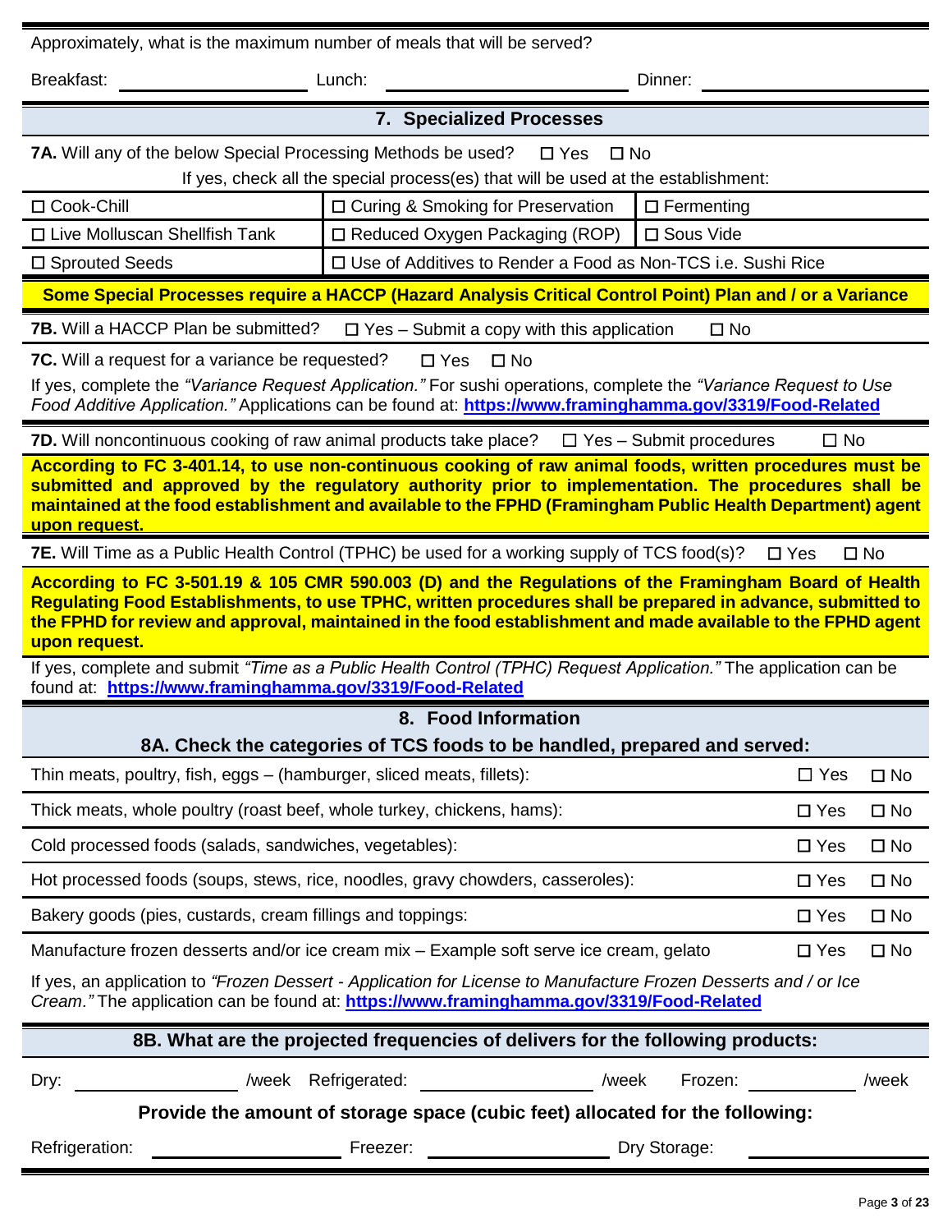Approximately, what is the maximum number of meals that will be served?

Breakfast: ____________ Lunch: ____________ Dinner: ____________

## 7. Specialized Processes

**7A.** Will any of the below Special Processing Methods be used? ☐ Yes ☐ No

If yes, check all the special process(es) that will be used at the establishment:

| | | |
|---|---|---|
| ☐ Cook-Chill | ☐ Curing & Smoking for Preservation | ☐ Fermenting |
| ☐ Live Molluscan Shellfish Tank | ☐ Reduced Oxygen Packaging (ROP) | ☐ Sous Vide |
| ☐ Sprouted Seeds | ☐ Use of Additives to Render a Food as Non-TCS i.e. Sushi Rice | |

**Some Special Processes require a HACCP (Hazard Analysis Critical Control Point) Plan and / or a Variance**

**7B.** Will a HACCP Plan be submitted? ☐ Yes – Submit a copy with this application ☐ No

**7C.** Will a request for a variance be requested? ☐ Yes ☐ No

If yes, complete the *"Variance Request Application."* For sushi operations, complete the *"Variance Request to Use Food Additive Application."* Applications can be found at: **https://www.framinghamma.gov/3319/Food-Related**

**7D.** Will noncontinuous cooking of raw animal products take place? ☐ Yes – Submit procedures ☐ No

**According to FC 3-401.14, to use non-continuous cooking of raw animal foods, written procedures must be submitted and approved by the regulatory authority prior to implementation. The procedures shall be maintained at the food establishment and available to the FPHD (Framingham Public Health Department) agent upon request.**

**7E.** Will Time as a Public Health Control (TPHC) be used for a working supply of TCS food(s)? ☐ Yes ☐ No

**According to FC 3-501.19 & 105 CMR 590.003 (D) and the Regulations of the Framingham Board of Health Regulating Food Establishments, to use TPHC, written procedures shall be prepared in advance, submitted to the FPHD for review and approval, maintained in the food establishment and made available to the FPHD agent upon request.**

If yes, complete and submit *"Time as a Public Health Control (TPHC) Request Application."* The application can be found at: **https://www.framinghamma.gov/3319/Food-Related**

## 8. Food Information

### 8A. Check the categories of TCS foods to be handled, prepared and served:

| | | |
|---|---|---|
| Thin meats, poultry, fish, eggs – (hamburger, sliced meats, fillets): | ☐ Yes | ☐ No |
| Thick meats, whole poultry (roast beef, whole turkey, chickens, hams): | ☐ Yes | ☐ No |
| Cold processed foods (salads, sandwiches, vegetables): | ☐ Yes | ☐ No |
| Hot processed foods (soups, stews, rice, noodles, gravy chowders, casseroles): | ☐ Yes | ☐ No |
| Bakery goods (pies, custards, cream fillings and toppings: | ☐ Yes | ☐ No |
| Manufacture frozen desserts and/or ice cream mix – Example soft serve ice cream, gelato | ☐ Yes | ☐ No |

If yes, an application to *"Frozen Dessert - Application for License to Manufacture Frozen Desserts and / or Ice Cream."* The application can be found at: **https://www.framinghamma.gov/3319/Food-Related**

### 8B. What are the projected frequencies of delivers for the following products:

Dry: ____________ /week Refrigerated: ____________ /week Frozen: ____________ /week

**Provide the amount of storage space (cubic feet) allocated for the following:**

Refrigeration: ____________ Freezer: ____________ Dry Storage: ____________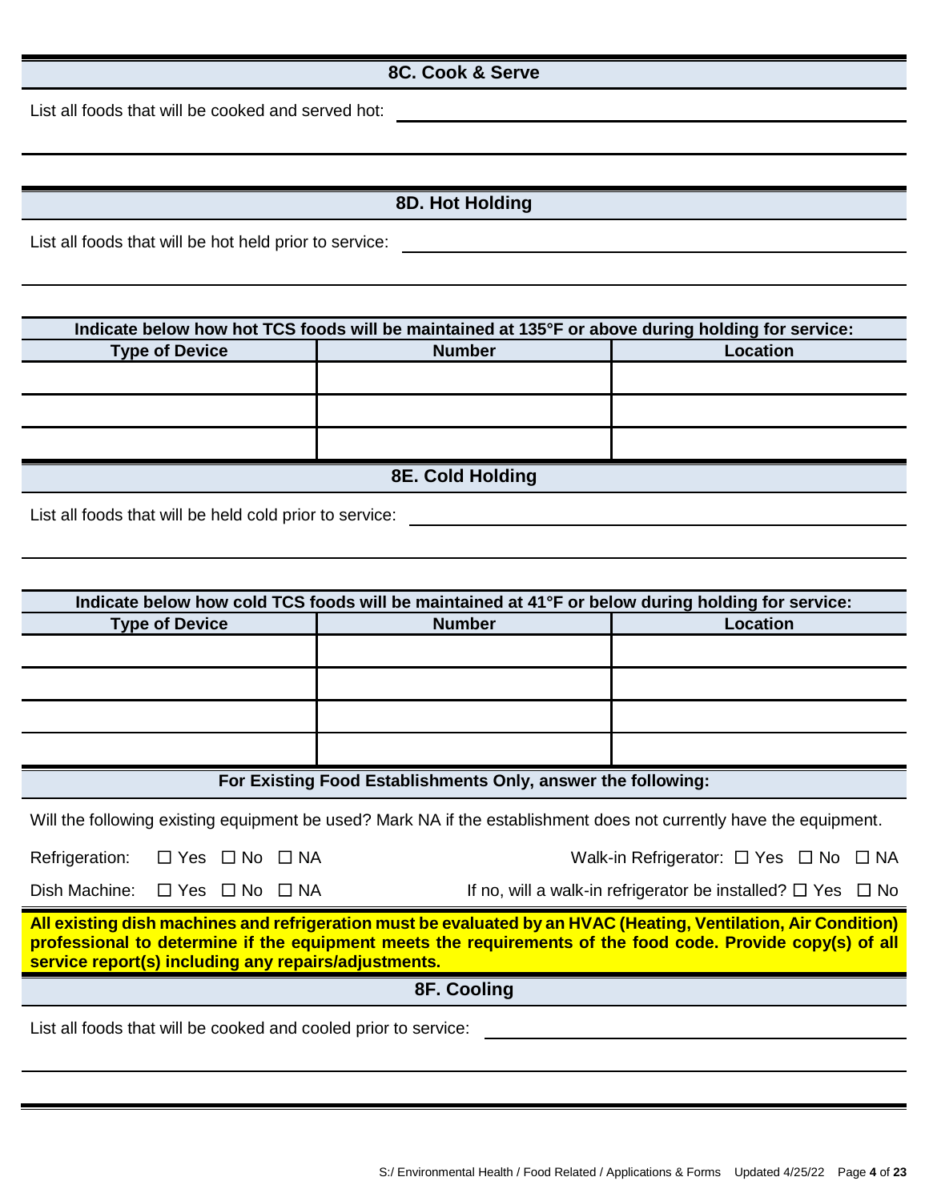## 8C. Cook & Serve

List all foods that will be cooked and served hot: ______________________________

______________________________________________________________________

## 8D. Hot Holding

List all foods that will be hot held prior to service: ______________________________

______________________________________________________________________

**Indicate below how hot TCS foods will be maintained at 135°F or above during holding for service:**

| Type of Device | Number | Location |
|---|---|---|
| | | |
| | | |
| | | |

## 8E. Cold Holding

List all foods that will be held cold prior to service: ______________________________

______________________________________________________________________

**Indicate below how cold TCS foods will be maintained at 41°F or below during holding for service:**

| Type of Device | Number | Location |
|---|---|---|
| | | |
| | | |
| | | |
| | | |

**For Existing Food Establishments Only, answer the following:**

Will the following existing equipment be used? Mark NA if the establishment does not currently have the equipment.

Refrigeration: ☐ Yes ☐ No ☐ NA

Walk-in Refrigerator: ☐ Yes ☐ No ☐ NA

Dish Machine: ☐ Yes ☐ No ☐ NA

If no, will a walk-in refrigerator be installed? ☐ Yes ☐ No

**All existing dish machines and refrigeration must be evaluated by an HVAC (Heating, Ventilation, Air Condition) professional to determine if the equipment meets the requirements of the food code. Provide copy(s) of all service report(s) including any repairs/adjustments.**

## 8F. Cooling

List all foods that will be cooked and cooled prior to service: ______________________________

______________________________________________________________________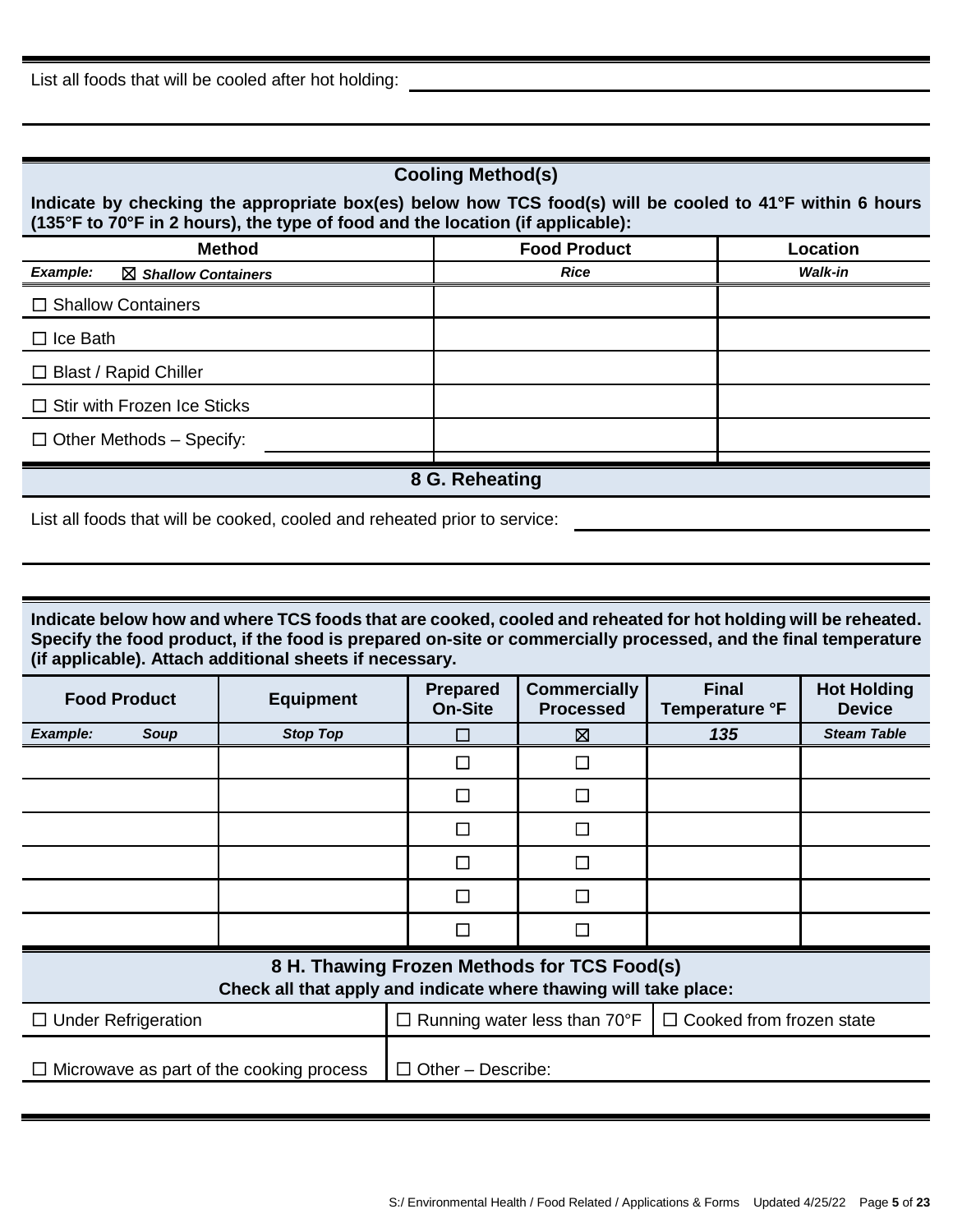List all foods that will be cooled after hot holding: ____________________

## Cooling Method(s)

**Indicate by checking the appropriate box(es) below how TCS food(s) will be cooled to 41°F within 6 hours (135°F to 70°F in 2 hours), the type of food and the location (if applicable):**

| Method | Food Product | Location |
|---|---|---|
| ***Example:*** ☒ ***Shallow Containers*** | ***Rice*** | ***Walk-in*** |
| ☐ Shallow Containers | | |
| ☐ Ice Bath | | |
| ☐ Blast / Rapid Chiller | | |
| ☐ Stir with Frozen Ice Sticks | | |
| ☐ Other Methods – Specify: ____________ | | |

## 8 G. Reheating

List all foods that will be cooked, cooled and reheated prior to service: ____________________

**Indicate below how and where TCS foods that are cooked, cooled and reheated for hot holding will be reheated. Specify the food product, if the food is prepared on-site or commercially processed, and the final temperature (if applicable). Attach additional sheets if necessary.**

| Food Product | Equipment | Prepared On-Site | Commercially Processed | Final Temperature °F | Hot Holding Device |
|---|---|---|---|---|---|
| ***Example: Soup*** | ***Stop Top*** | ☐ | ☒ | ***135*** | ***Steam Table*** |
| | | ☐ | ☐ | | |
| | | ☐ | ☐ | | |
| | | ☐ | ☐ | | |
| | | ☐ | ☐ | | |
| | | ☐ | ☐ | | |
| | | ☐ | ☐ | | |

## 8 H. Thawing Frozen Methods for TCS Food(s)

**Check all that apply and indicate where thawing will take place:**

| | | |
|---|---|---|
| ☐ Under Refrigeration | ☐ Running water less than 70°F | ☐ Cooked from frozen state |
| ☐ Microwave as part of the cooking process | ☐ Other – Describe: | |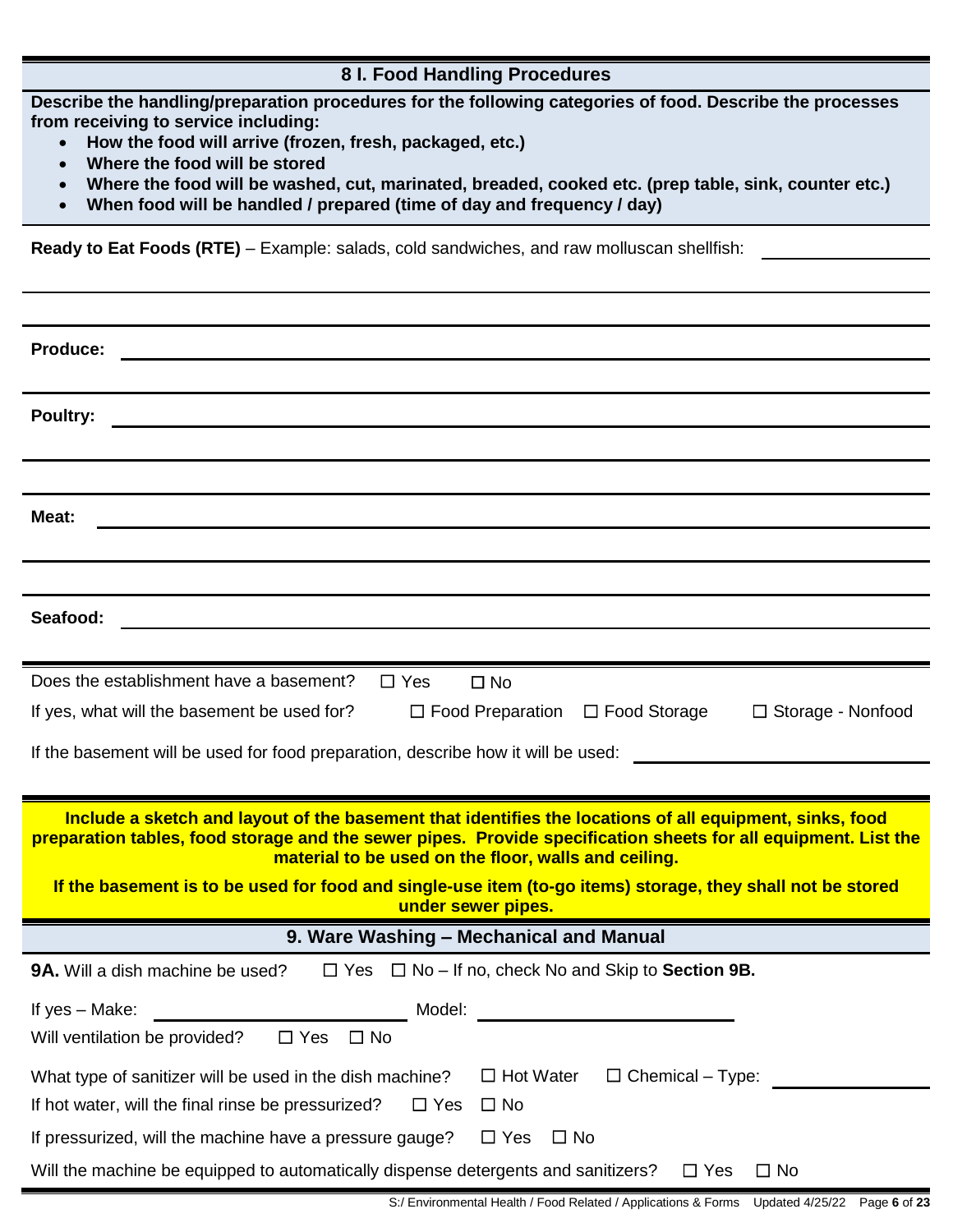## 8 I. Food Handling Procedures

**Describe the handling/preparation procedures for the following categories of food. Describe the processes from receiving to service including:**

- **How the food will arrive (frozen, fresh, packaged, etc.)**
- **Where the food will be stored**
- **Where the food will be washed, cut, marinated, breaded, cooked etc. (prep table, sink, counter etc.)**
- **When food will be handled / prepared (time of day and frequency / day)**

**Ready to Eat Foods (RTE)** – Example: salads, cold sandwiches, and raw molluscan shellfish: ____________________

____________________________________________________________

____________________________________________________________

**Produce:** ____________________________________________________________

____________________________________________________________

**Poultry:** ____________________________________________________________

____________________________________________________________

____________________________________________________________

**Meat:** ____________________________________________________________

____________________________________________________________

____________________________________________________________

**Seafood:** ____________________________________________________________

____________________________________________________________

Does the establishment have a basement? ☐ Yes ☐ No

If yes, what will the basement be used for? ☐ Food Preparation ☐ Food Storage ☐ Storage - Nonfood

If the basement will be used for food preparation, describe how it will be used: ____________________

**Include a sketch and layout of the basement that identifies the locations of all equipment, sinks, food preparation tables, food storage and the sewer pipes. Provide specification sheets for all equipment. List the material to be used on the floor, walls and ceiling.**

**If the basement is to be used for food and single-use item (to-go items) storage, they shall not be stored under sewer pipes.**

## 9. Ware Washing – Mechanical and Manual

**9A.** Will a dish machine be used? ☐ Yes ☐ No – If no, check No and Skip to **Section 9B.**

If yes – Make: ____________________ Model: ____________________

Will ventilation be provided? ☐ Yes ☐ No

What type of sanitizer will be used in the dish machine? ☐ Hot Water ☐ Chemical – Type: ____________

If hot water, will the final rinse be pressurized? ☐ Yes ☐ No

If pressurized, will the machine have a pressure gauge? ☐ Yes ☐ No

Will the machine be equipped to automatically dispense detergents and sanitizers? ☐ Yes ☐ No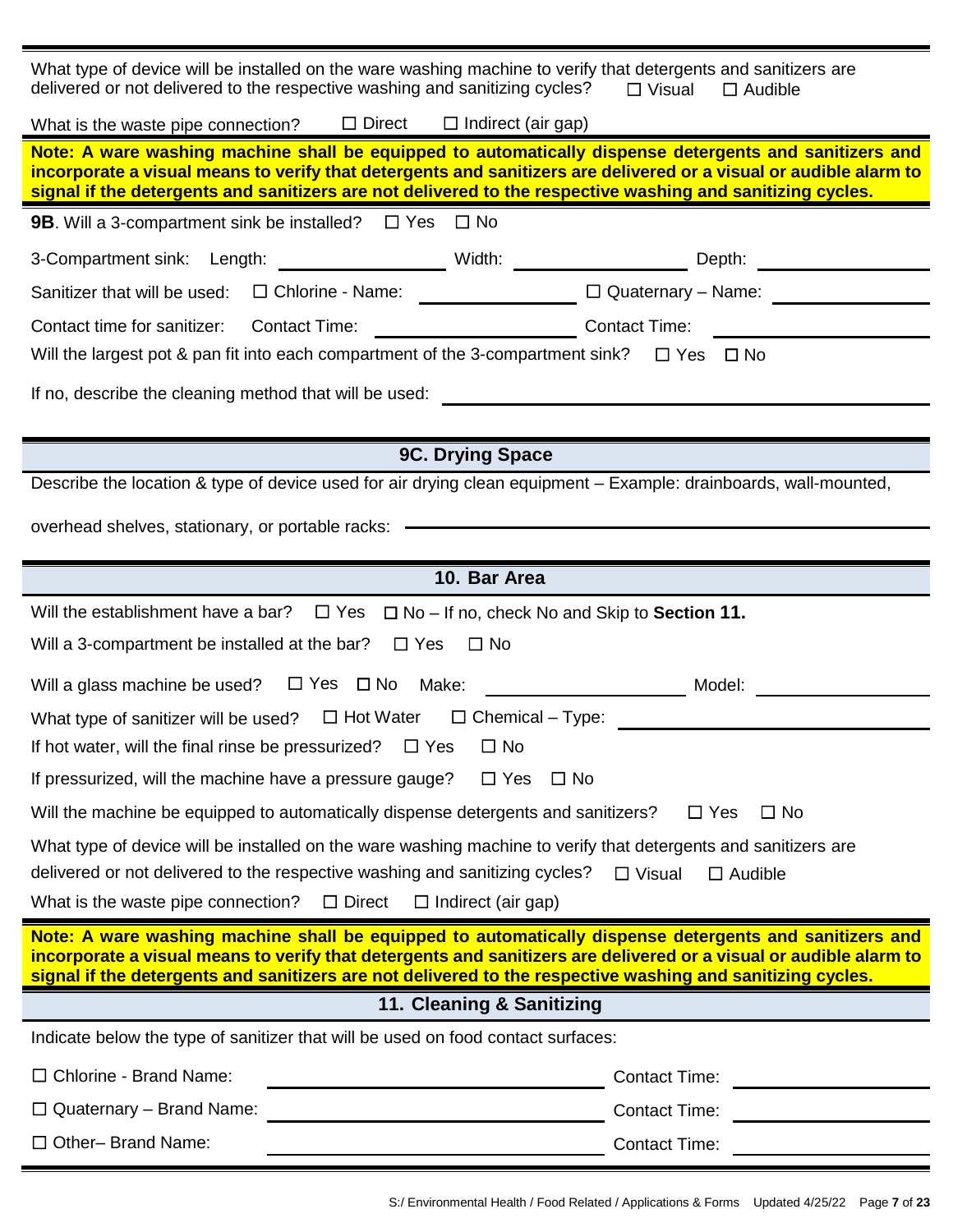What type of device will be installed on the ware washing machine to verify that detergents and sanitizers are delivered or not delivered to the respective washing and sanitizing cycles? ☐ Visual ☐ Audible

What is the waste pipe connection? ☐ Direct ☐ Indirect (air gap)

**Note: A ware washing machine shall be equipped to automatically dispense detergents and sanitizers and incorporate a visual means to verify that detergents and sanitizers are delivered or a visual or audible alarm to signal if the detergents and sanitizers are not delivered to the respective washing and sanitizing cycles.**

**9B**. Will a 3-compartment sink be installed? ☐ Yes ☐ No

3-Compartment sink: Length: ________________ Width: ________________ Depth: ________________

Sanitizer that will be used: ☐ Chlorine - Name: ________________ ☐ Quaternary – Name: ________________

Contact time for sanitizer: Contact Time: ________________ Contact Time: ________________

Will the largest pot & pan fit into each compartment of the 3-compartment sink? ☐ Yes ☐ No

If no, describe the cleaning method that will be used: ________________________________

## 9C. Drying Space

Describe the location & type of device used for air drying clean equipment – Example: drainboards, wall-mounted, overhead shelves, stationary, or portable racks: ________________________________

## 10. Bar Area

Will the establishment have a bar? ☐ Yes ☐ No – If no, check No and Skip to **Section 11.**

Will a 3-compartment be installed at the bar? ☐ Yes ☐ No

Will a glass machine be used? ☐ Yes ☐ No Make: ________________ Model: ________________

What type of sanitizer will be used? ☐ Hot Water ☐ Chemical – Type: ________________

If hot water, will the final rinse be pressurized? ☐ Yes ☐ No

If pressurized, will the machine have a pressure gauge? ☐ Yes ☐ No

Will the machine be equipped to automatically dispense detergents and sanitizers? ☐ Yes ☐ No

What type of device will be installed on the ware washing machine to verify that detergents and sanitizers are delivered or not delivered to the respective washing and sanitizing cycles? ☐ Visual ☐ Audible

What is the waste pipe connection? ☐ Direct ☐ Indirect (air gap)

**Note: A ware washing machine shall be equipped to automatically dispense detergents and sanitizers and incorporate a visual means to verify that detergents and sanitizers are delivered or a visual or audible alarm to signal if the detergents and sanitizers are not delivered to the respective washing and sanitizing cycles.**

## 11. Cleaning & Sanitizing

Indicate below the type of sanitizer that will be used on food contact surfaces:

☐ Chlorine - Brand Name: ________________ Contact Time: ________________

☐ Quaternary – Brand Name: ________________ Contact Time: ________________

☐ Other– Brand Name: ________________ Contact Time: ________________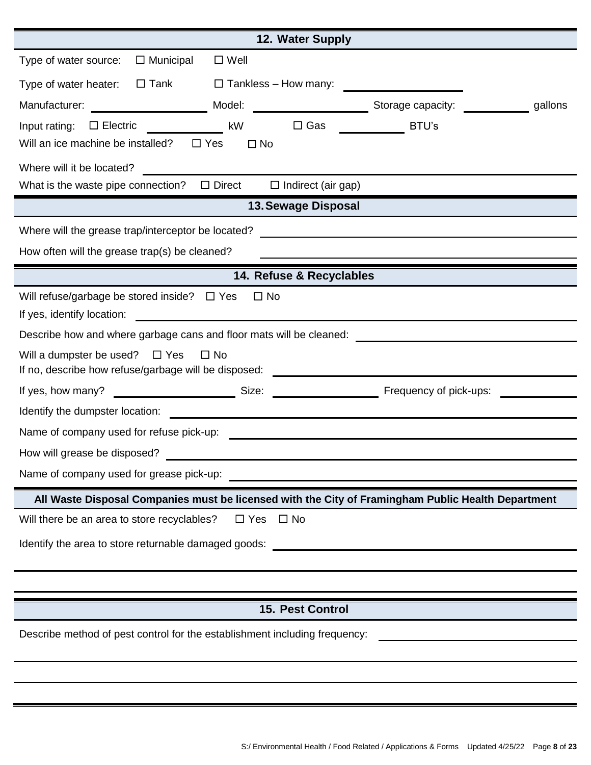## 12. Water Supply

Type of water source: ☐ Municipal ☐ Well

Type of water heater: ☐ Tank ☐ Tankless – How many: ____________

Manufacturer: ____________ Model: ____________ Storage capacity: ________ gallons

Input rating: ☐ Electric ________ kW ☐ Gas ________ BTU's

Will an ice machine be installed? ☐ Yes ☐ No

Where will it be located? ____________

What is the waste pipe connection? ☐ Direct ☐ Indirect (air gap)

## 13. Sewage Disposal

Where will the grease trap/interceptor be located? ____________

How often will the grease trap(s) be cleaned? ____________

## 14. Refuse & Recyclables

Will refuse/garbage be stored inside? ☐ Yes ☐ No

If yes, identify location: ____________

Describe how and where garbage cans and floor mats will be cleaned: ____________

Will a dumpster be used? ☐ Yes ☐ No

If no, describe how refuse/garbage will be disposed: ____________

If yes, how many? ____________ Size: ____________ Frequency of pick-ups: ____________

Identify the dumpster location: ____________

Name of company used for refuse pick-up: ____________

How will grease be disposed? ____________

Name of company used for grease pick-up: ____________

**All Waste Disposal Companies must be licensed with the City of Framingham Public Health Department**

Will there be an area to store recyclables? ☐ Yes ☐ No

Identify the area to store returnable damaged goods: ____________

## 15. Pest Control

Describe method of pest control for the establishment including frequency: ____________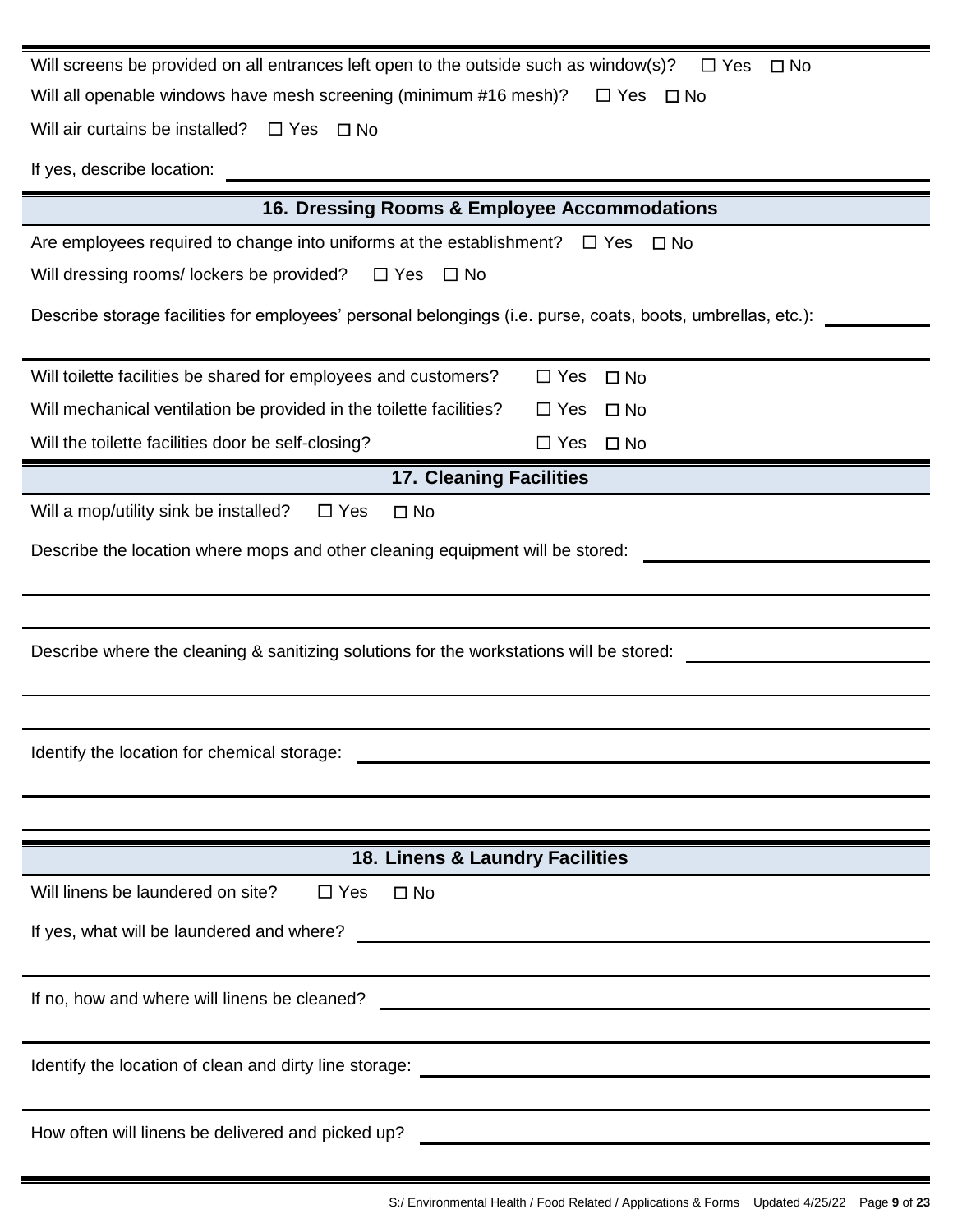Will screens be provided on all entrances left open to the outside such as window(s)? ☐ Yes ☐ No

Will all openable windows have mesh screening (minimum #16 mesh)? ☐ Yes ☐ No

Will air curtains be installed? ☐ Yes ☐ No

If yes, describe location: ______________________________

## 16. Dressing Rooms & Employee Accommodations

Are employees required to change into uniforms at the establishment? ☐ Yes ☐ No

Will dressing rooms/ lockers be provided? ☐ Yes ☐ No

Describe storage facilities for employees' personal belongings (i.e. purse, coats, boots, umbrellas, etc.): ______________________________

Will toilette facilities be shared for employees and customers? ☐ Yes ☐ No

Will mechanical ventilation be provided in the toilette facilities? ☐ Yes ☐ No

Will the toilette facilities door be self-closing? ☐ Yes ☐ No

## 17. Cleaning Facilities

Will a mop/utility sink be installed? ☐ Yes ☐ No

Describe the location where mops and other cleaning equipment will be stored: ______________________________

Describe where the cleaning & sanitizing solutions for the workstations will be stored: ______________________________

Identify the location for chemical storage: ______________________________

## 18. Linens & Laundry Facilities

Will linens be laundered on site? ☐ Yes ☐ No

If yes, what will be laundered and where? ______________________________

If no, how and where will linens be cleaned? ______________________________

Identify the location of clean and dirty line storage: ______________________________

How often will linens be delivered and picked up? ______________________________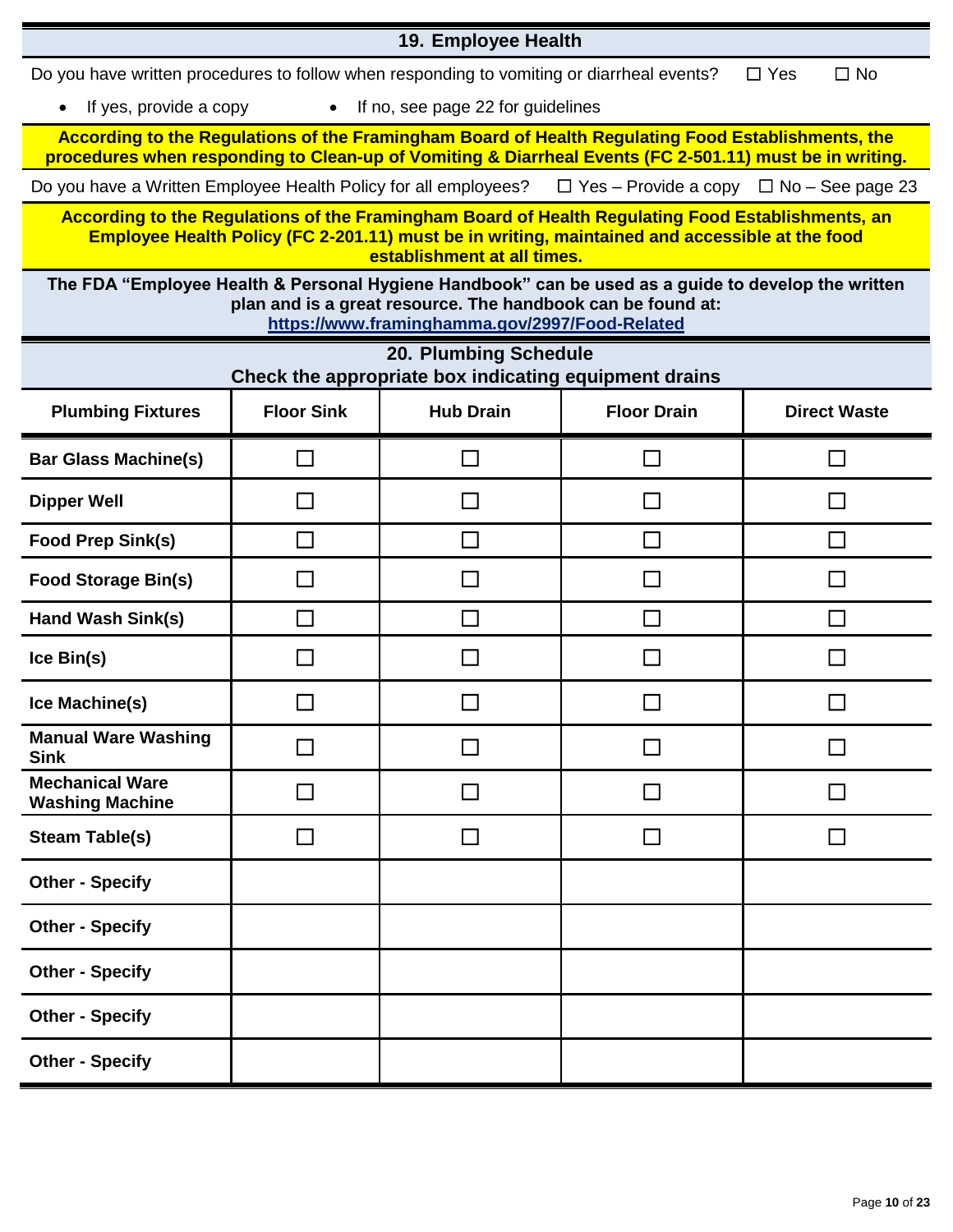## 19. Employee Health

Do you have written procedures to follow when responding to vomiting or diarrheal events? ☐ Yes ☐ No

- If yes, provide a copy
- If no, see page 22 for guidelines

**According to the Regulations of the Framingham Board of Health Regulating Food Establishments, the procedures when responding to Clean-up of Vomiting & Diarrheal Events (FC 2-501.11) must be in writing.**

Do you have a Written Employee Health Policy for all employees? ☐ Yes – Provide a copy ☐ No – See page 23

**According to the Regulations of the Framingham Board of Health Regulating Food Establishments, an Employee Health Policy (FC 2-201.11) must be in writing, maintained and accessible at the food establishment at all times.**

**The FDA "Employee Health & Personal Hygiene Handbook" can be used as a guide to develop the written plan and is a great resource. The handbook can be found at: https://www.framinghamma.gov/2997/Food-Related**

## 20. Plumbing Schedule

**Check the appropriate box indicating equipment drains**

| Plumbing Fixtures | Floor Sink | Hub Drain | Floor Drain | Direct Waste |
|---|---|---|---|---|
| **Bar Glass Machine(s)** | ☐ | ☐ | ☐ | ☐ |
| **Dipper Well** | ☐ | ☐ | ☐ | ☐ |
| **Food Prep Sink(s)** | ☐ | ☐ | ☐ | ☐ |
| **Food Storage Bin(s)** | ☐ | ☐ | ☐ | ☐ |
| **Hand Wash Sink(s)** | ☐ | ☐ | ☐ | ☐ |
| **Ice Bin(s)** | ☐ | ☐ | ☐ | ☐ |
| **Ice Machine(s)** | ☐ | ☐ | ☐ | ☐ |
| **Manual Ware Washing Sink** | ☐ | ☐ | ☐ | ☐ |
| **Mechanical Ware Washing Machine** | ☐ | ☐ | ☐ | ☐ |
| **Steam Table(s)** | ☐ | ☐ | ☐ | ☐ |
| **Other - Specify** | | | | |
| **Other - Specify** | | | | |
| **Other - Specify** | | | | |
| **Other - Specify** | | | | |
| **Other - Specify** | | | | |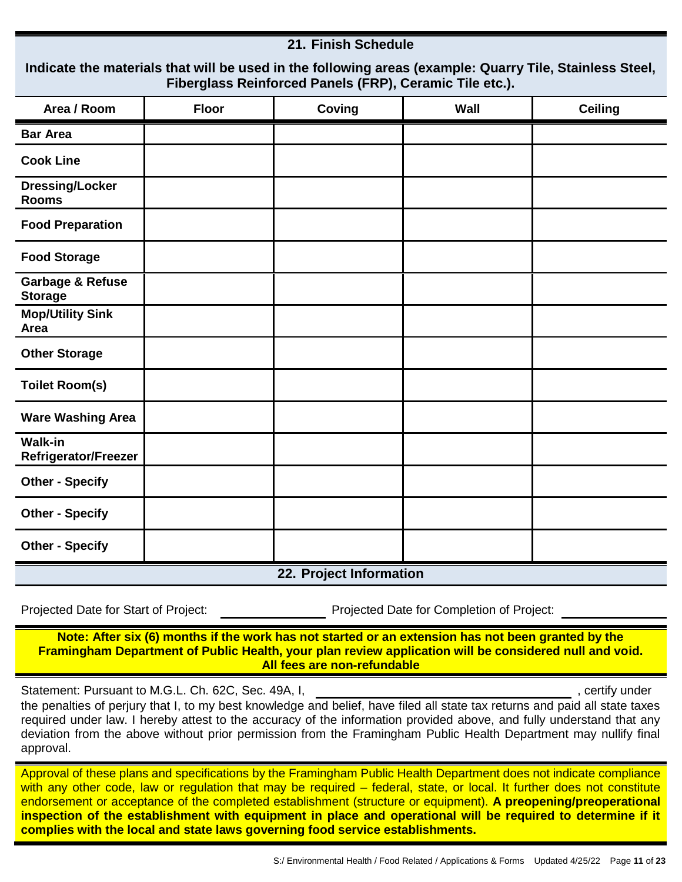## 21. Finish Schedule

**Indicate the materials that will be used in the following areas (example: Quarry Tile, Stainless Steel, Fiberglass Reinforced Panels (FRP), Ceramic Tile etc.).**

| Area / Room | Floor | Coving | Wall | Ceiling |
|---|---|---|---|---|
| **Bar Area** | | | | |
| **Cook Line** | | | | |
| **Dressing/Locker Rooms** | | | | |
| **Food Preparation** | | | | |
| **Food Storage** | | | | |
| **Garbage & Refuse Storage** | | | | |
| **Mop/Utility Sink Area** | | | | |
| **Other Storage** | | | | |
| **Toilet Room(s)** | | | | |
| **Ware Washing Area** | | | | |
| **Walk-in Refrigerator/Freezer** | | | | |
| **Other - Specify** | | | | |
| **Other - Specify** | | | | |
| **Other - Specify** | | | | |

## 22. Project Information

Projected Date for Start of Project: ______________ Projected Date for Completion of Project: ______________

**Note: After six (6) months if the work has not started or an extension has not been granted by the Framingham Department of Public Health, your plan review application will be considered null and void. All fees are non-refundable**

Statement: Pursuant to M.G.L. Ch. 62C, Sec. 49A, I, ______________________________, certify under the penalties of perjury that I, to my best knowledge and belief, have filed all state tax returns and paid all state taxes required under law. I hereby attest to the accuracy of the information provided above, and fully understand that any deviation from the above without prior permission from the Framingham Public Health Department may nullify final approval.

Approval of these plans and specifications by the Framingham Public Health Department does not indicate compliance with any other code, law or regulation that may be required – federal, state, or local. It further does not constitute endorsement or acceptance of the completed establishment (structure or equipment). **A preopening/preoperational inspection of the establishment with equipment in place and operational will be required to determine if it complies with the local and state laws governing food service establishments.**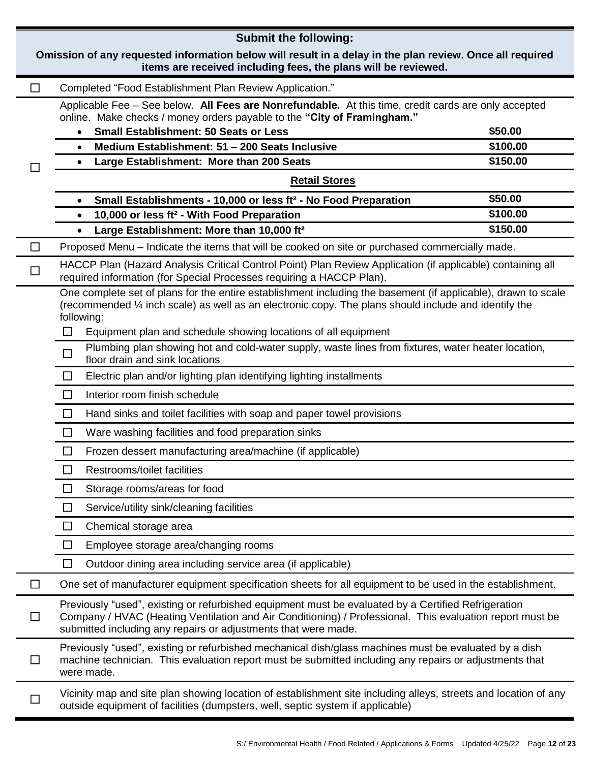## Submit the following:

**Omission of any requested information below will result in a delay in the plan review. Once all required items are received including fees, the plans will be reviewed.**

- ☐ Completed "Food Establishment Plan Review Application."
- ☐ Applicable Fee – See below. **All Fees are Nonrefundable.** At this time, credit cards are only accepted online. Make checks / money orders payable to the **"City of Framingham."**

| | |
|---|---|
| **Small Establishment: 50 Seats or Less** | **$50.00** |
| **Medium Establishment: 51 – 200 Seats Inclusive** | **$100.00** |
| **Large Establishment: More than 200 Seats** | **$150.00** |
| **Retail Stores** | |
| **Small Establishments - 10,000 or less ft² - No Food Preparation** | **$50.00** |
| **10,000 or less ft² - With Food Preparation** | **$100.00** |
| **Large Establishment: More than 10,000 ft²** | **$150.00** |

- ☐ Proposed Menu – Indicate the items that will be cooked on site or purchased commercially made.
- ☐ HACCP Plan (Hazard Analysis Critical Control Point) Plan Review Application (if applicable) containing all required information (for Special Processes requiring a HACCP Plan).
- One complete set of plans for the entire establishment including the basement (if applicable), drawn to scale (recommended ¼ inch scale) as well as an electronic copy. The plans should include and identify the following:
  - ☐ Equipment plan and schedule showing locations of all equipment
  - ☐ Plumbing plan showing hot and cold-water supply, waste lines from fixtures, water heater location, floor drain and sink locations
  - ☐ Electric plan and/or lighting plan identifying lighting installments
  - ☐ Interior room finish schedule
  - ☐ Hand sinks and toilet facilities with soap and paper towel provisions
  - ☐ Ware washing facilities and food preparation sinks
  - ☐ Frozen dessert manufacturing area/machine (if applicable)
  - ☐ Restrooms/toilet facilities
  - ☐ Storage rooms/areas for food
  - ☐ Service/utility sink/cleaning facilities
  - ☐ Chemical storage area
  - ☐ Employee storage area/changing rooms
  - ☐ Outdoor dining area including service area (if applicable)
- ☐ One set of manufacturer equipment specification sheets for all equipment to be used in the establishment.
- ☐ Previously "used", existing or refurbished equipment must be evaluated by a Certified Refrigeration Company / HVAC (Heating Ventilation and Air Conditioning) / Professional. This evaluation report must be submitted including any repairs or adjustments that were made.
- ☐ Previously "used", existing or refurbished mechanical dish/glass machines must be evaluated by a dish machine technician. This evaluation report must be submitted including any repairs or adjustments that were made.
- ☐ Vicinity map and site plan showing location of establishment site including alleys, streets and location of any outside equipment of facilities (dumpsters, well, septic system if applicable)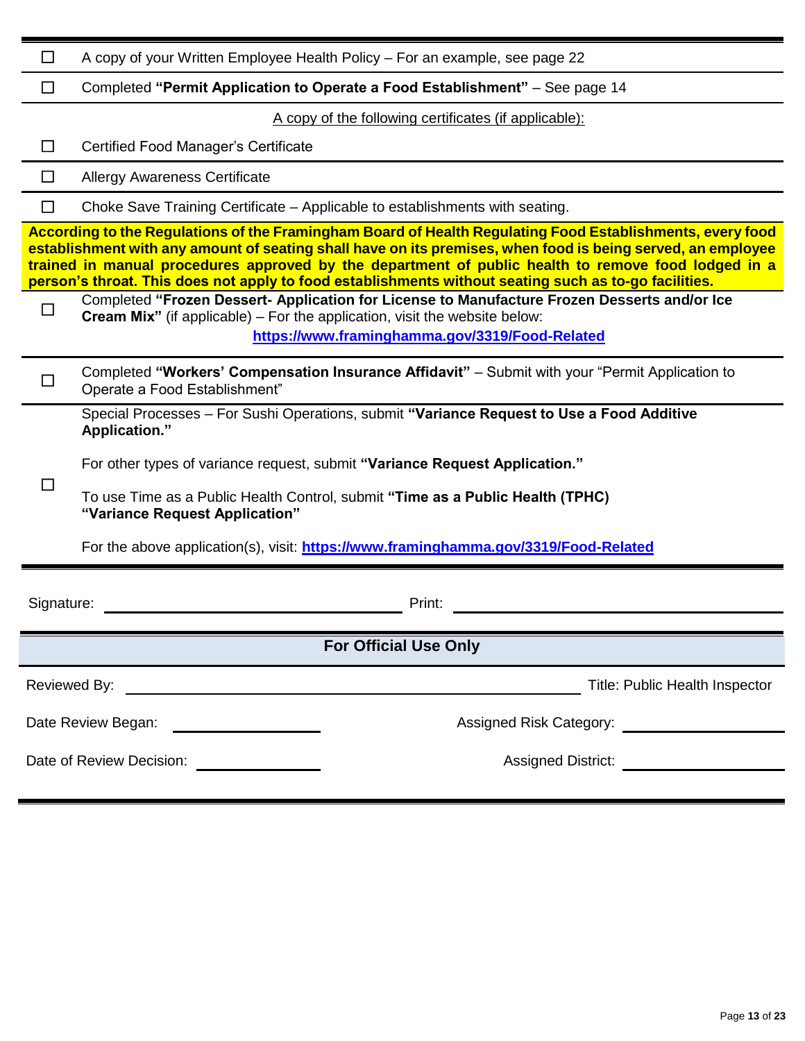- ☐ A copy of your Written Employee Health Policy – For an example, see page 22
- ☐ Completed **"Permit Application to Operate a Food Establishment"** – See page 14

A copy of the following certificates (if applicable):

- ☐ Certified Food Manager's Certificate
- ☐ Allergy Awareness Certificate
- ☐ Choke Save Training Certificate – Applicable to establishments with seating.

**According to the Regulations of the Framingham Board of Health Regulating Food Establishments, every food establishment with any amount of seating shall have on its premises, when food is being served, an employee trained in manual procedures approved by the department of public health to remove food lodged in a person's throat. This does not apply to food establishments without seating such as to-go facilities.**

- ☐ Completed **"Frozen Dessert- Application for License to Manufacture Frozen Desserts and/or Ice Cream Mix"** (if applicable) – For the application, visit the website below:
  **https://www.framinghamma.gov/3319/Food-Related**
- ☐ Completed **"Workers' Compensation Insurance Affidavit"** – Submit with your "Permit Application to Operate a Food Establishment"
- ☐ Special Processes – For Sushi Operations, submit **"Variance Request to Use a Food Additive Application."**

  For other types of variance request, submit **"Variance Request Application."**

  To use Time as a Public Health Control, submit **"Time as a Public Health (TPHC) "Variance Request Application"**

  For the above application(s), visit: **https://www.framinghamma.gov/3319/Food-Related**

Signature: ______________________ Print: ______________________

## For Official Use Only

Reviewed By: ______________________ Title: Public Health Inspector

Date Review Began: ______________ Assigned Risk Category: ______________

Date of Review Decision: ______________ Assigned District: ______________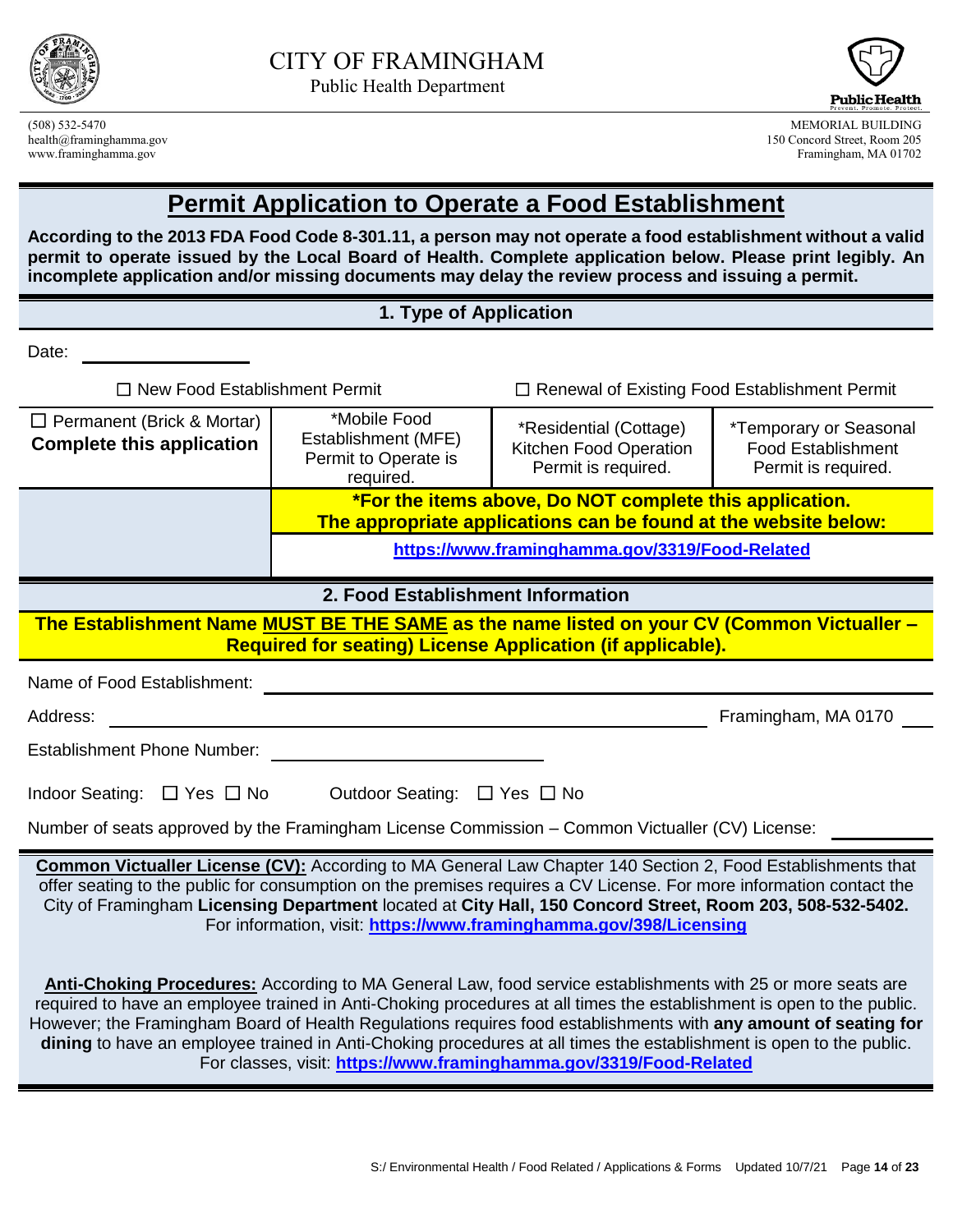CITY OF FRAMINGHAM
Public Health Department

(508) 532-5470
health@framinghamma.gov
www.framinghamma.gov

MEMORIAL BUILDING
150 Concord Street, Room 205
Framingham, MA 01702

# Permit Application to Operate a Food Establishment

**According to the 2013 FDA Food Code 8-301.11, a person may not operate a food establishment without a valid permit to operate issued by the Local Board of Health. Complete application below. Please print legibly. An incomplete application and/or missing documents may delay the review process and issuing a permit.**

## 1. Type of Application

Date: ______________

☐ New Food Establishment Permit ☐ Renewal of Existing Food Establishment Permit

| ☐ Permanent (Brick & Mortar) **Complete this application** | *Mobile Food Establishment (MFE) Permit to Operate is required. | *Residential (Cottage) Kitchen Food Operation Permit is required. | *Temporary or Seasonal Food Establishment Permit is required. |
|---|---|---|---|
| | **\*For the items above, Do NOT complete this application. The appropriate applications can be found at the website below:** | | |
| | **https://www.framinghamma.gov/3319/Food-Related** | | |

## 2. Food Establishment Information

**The Establishment Name MUST BE THE SAME as the name listed on your CV (Common Victualler – Required for seating) License Application (if applicable).**

Name of Food Establishment: ______________________________

Address: ______________________________ Framingham, MA 0170___

Establishment Phone Number: ______________________

Indoor Seating: ☐ Yes ☐ No Outdoor Seating: ☐ Yes ☐ No

Number of seats approved by the Framingham License Commission – Common Victualler (CV) License: ________

**Common Victualler License (CV):** According to MA General Law Chapter 140 Section 2, Food Establishments that offer seating to the public for consumption on the premises requires a CV License. For more information contact the City of Framingham **Licensing Department** located at **City Hall, 150 Concord Street, Room 203, 508-532-5402.** For information, visit: **https://www.framinghamma.gov/398/Licensing**

**Anti-Choking Procedures:** According to MA General Law, food service establishments with 25 or more seats are required to have an employee trained in Anti-Choking procedures at all times the establishment is open to the public. However; the Framingham Board of Health Regulations requires food establishments with **any amount of seating for dining** to have an employee trained in Anti-Choking procedures at all times the establishment is open to the public. For classes, visit: **https://www.framinghamma.gov/3319/Food-Related**

S:/ Environmental Health / Food Related / Applications & Forms Updated 10/7/21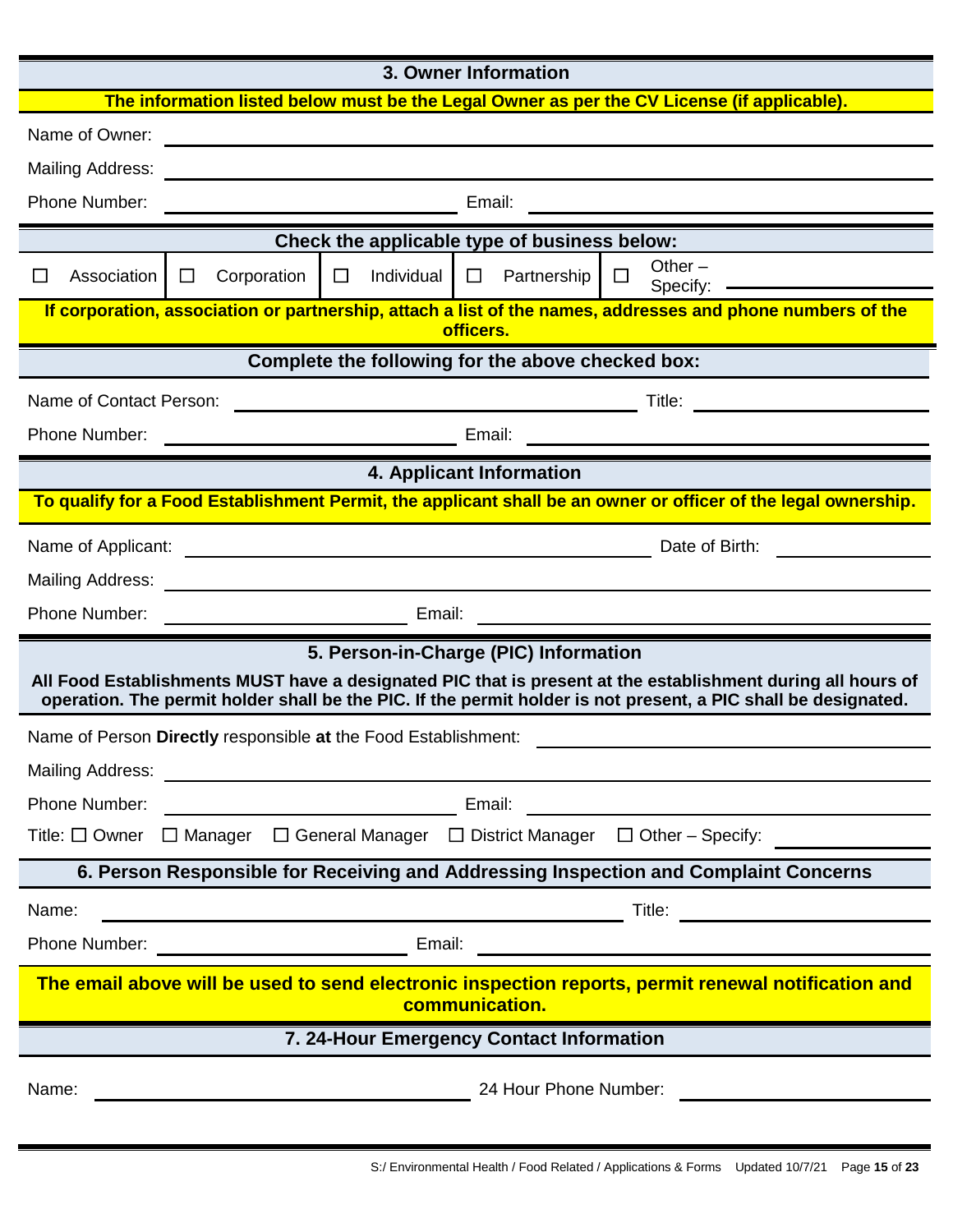## 3. Owner Information

**The information listed below must be the Legal Owner as per the CV License (if applicable).**

Name of Owner: ______________________________

Mailing Address: ______________________________

Phone Number: ______________ Email: ______________

**Check the applicable type of business below:**

☐ Association ☐ Corporation ☐ Individual ☐ Partnership ☐ Other – Specify: ______________

**If corporation, association or partnership, attach a list of the names, addresses and phone numbers of the officers.**

**Complete the following for the above checked box:**

Name of Contact Person: ______________ Title: ______________

Phone Number: ______________ Email: ______________

## 4. Applicant Information

**To qualify for a Food Establishment Permit, the applicant shall be an owner or officer of the legal ownership.**

Name of Applicant: ______________ Date of Birth: ______________

Mailing Address: ______________________________

Phone Number: ______________ Email: ______________

## 5. Person-in-Charge (PIC) Information

**All Food Establishments MUST have a designated PIC that is present at the establishment during all hours of operation. The permit holder shall be the PIC. If the permit holder is not present, a PIC shall be designated.**

Name of Person **Directly** responsible **at** the Food Establishment: ______________

Mailing Address: ______________________________

Phone Number: ______________ Email: ______________

Title: ☐ Owner ☐ Manager ☐ General Manager ☐ District Manager ☐ Other – Specify: ______________

## 6. Person Responsible for Receiving and Addressing Inspection and Complaint Concerns

Name: ______________ Title: ______________

Phone Number: ______________ Email: ______________

**The email above will be used to send electronic inspection reports, permit renewal notification and communication.**

## 7. 24-Hour Emergency Contact Information

Name: ______________ 24 Hour Phone Number: ______________

S:/ Environmental Health / Food Related / Applications & Forms Updated 10/7/21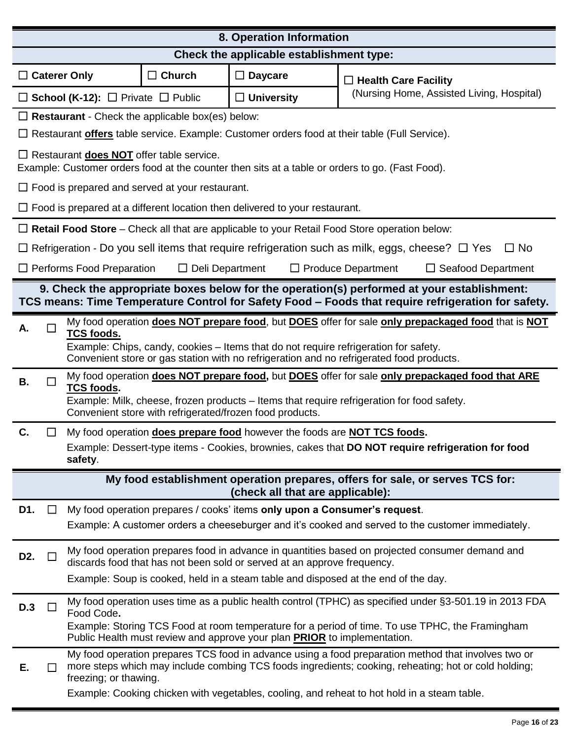## 8. Operation Information

**Check the applicable establishment type:**

| | | | |
|---|---|---|---|
| ☐ **Caterer Only** | ☐ **Church** | ☐ **Daycare** | ☐ **Health Care Facility** (Nursing Home, Assisted Living, Hospital) |
| ☐ **School (K-12):** ☐ Private ☐ Public | | ☐ **University** | |

☐ **Restaurant** - Check the applicable box(es) below:

☐ Restaurant **offers** table service. Example: Customer orders food at their table (Full Service).

☐ Restaurant **does NOT** offer table service.
Example: Customer orders food at the counter then sits at a table or orders to go. (Fast Food).

☐ Food is prepared and served at your restaurant.

☐ Food is prepared at a different location then delivered to your restaurant.

☐ **Retail Food Store** – Check all that are applicable to your Retail Food Store operation below:

☐ Refrigeration - Do you sell items that require refrigeration such as milk, eggs, cheese? ☐ Yes ☐ No

☐ Performs Food Preparation ☐ Deli Department ☐ Produce Department ☐ Seafood Department

## 9. Check the appropriate boxes below for the operation(s) performed at your establishment:

**TCS means: Time Temperature Control for Safety Food – Foods that require refrigeration for safety.**

**A.** ☐ My food operation **does NOT prepare food**, but **DOES** offer for sale **only prepackaged food** that is **NOT TCS foods.**
Example: Chips, candy, cookies – Items that do not require refrigeration for safety.
Convenient store or gas station with no refrigeration and no refrigerated food products.

**B.** ☐ My food operation **does NOT prepare food,** but **DOES** offer for sale **only prepackaged food that ARE TCS foods.**
Example: Milk, cheese, frozen products – Items that require refrigeration for food safety.
Convenient store with refrigerated/frozen food products.

**C.** ☐ My food operation **does prepare food** however the foods are **NOT TCS foods.**
Example: Dessert-type items - Cookies, brownies, cakes that **DO NOT require refrigeration for food safety**.

**My food establishment operation prepares, offers for sale, or serves TCS for: (check all that are applicable):**

**D1.** ☐ My food operation prepares / cooks' items **only upon a Consumer's request**.
Example: A customer orders a cheeseburger and it's cooked and served to the customer immediately.

**D2.** ☐ My food operation prepares food in advance in quantities based on projected consumer demand and discards food that has not been sold or served at an approve frequency.
Example: Soup is cooked, held in a steam table and disposed at the end of the day.

**D.3** ☐ My food operation uses time as a public health control (TPHC) as specified under §3-501.19 in 2013 FDA Food Code**.**
Example: Storing TCS Food at room temperature for a period of time. To use TPHC, the Framingham Public Health must review and approve your plan **PRIOR** to implementation.

**E.** ☐ My food operation prepares TCS food in advance using a food preparation method that involves two or more steps which may include combing TCS foods ingredients; cooking, reheating; hot or cold holding; freezing; or thawing.
Example: Cooking chicken with vegetables, cooling, and reheat to hot hold in a steam table.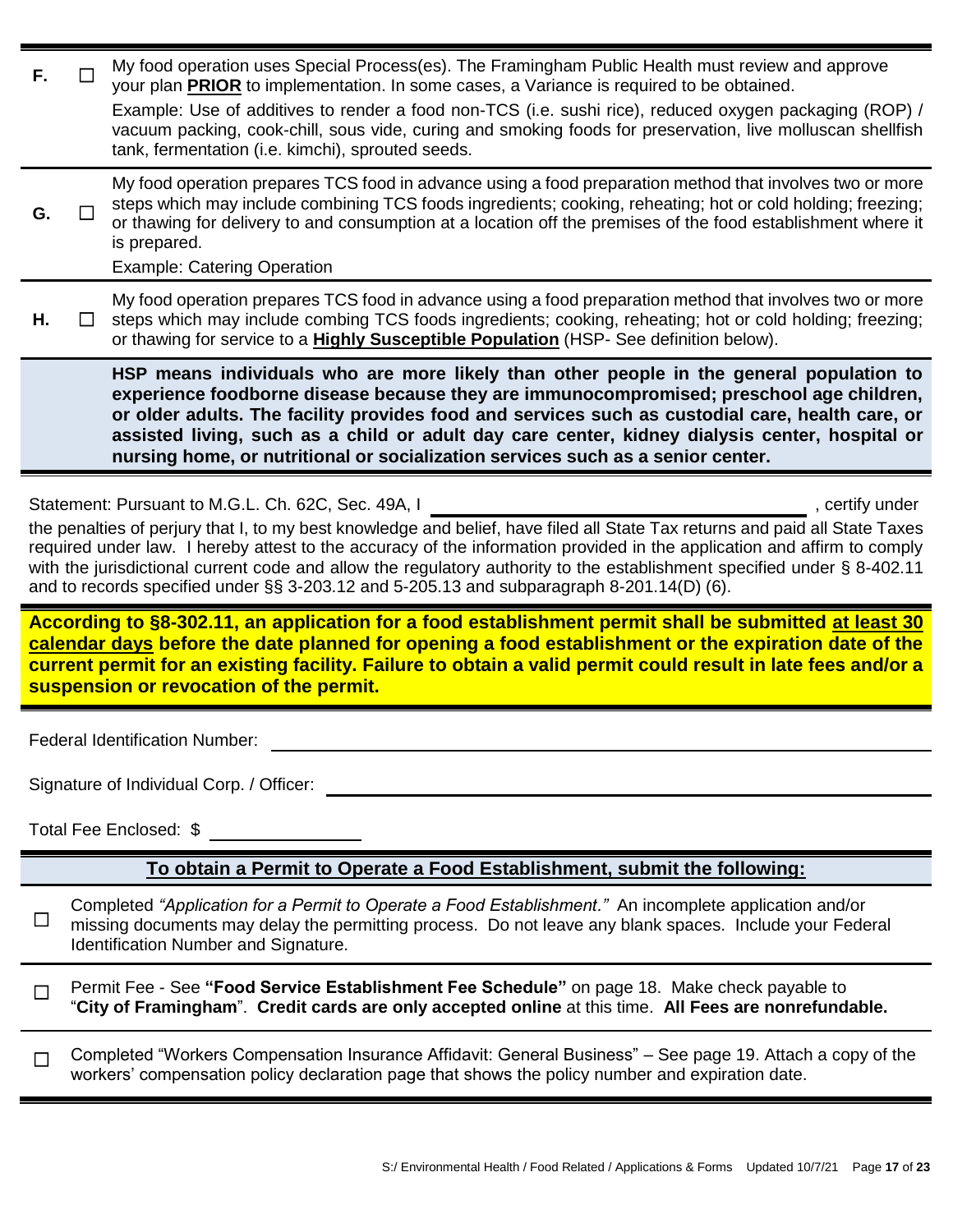| | | |
|---|---|---|
| **F.** | ☐ | My food operation uses Special Process(es). The Framingham Public Health must review and approve your plan **PRIOR** to implementation. In some cases, a Variance is required to be obtained. Example: Use of additives to render a food non-TCS (i.e. sushi rice), reduced oxygen packaging (ROP) / vacuum packing, cook-chill, sous vide, curing and smoking foods for preservation, live molluscan shellfish tank, fermentation (i.e. kimchi), sprouted seeds. |
| **G.** | ☐ | My food operation prepares TCS food in advance using a food preparation method that involves two or more steps which may include combining TCS foods ingredients; cooking, reheating; hot or cold holding; freezing; or thawing for delivery to and consumption at a location off the premises of the food establishment where it is prepared. Example: Catering Operation |
| **H.** | ☐ | My food operation prepares TCS food in advance using a food preparation method that involves two or more steps which may include combing TCS foods ingredients; cooking, reheating; hot or cold holding; freezing; or thawing for service to a **Highly Susceptible Population** (HSP- See definition below). |
| | | **HSP means individuals who are more likely than other people in the general population to experience foodborne disease because they are immunocompromised; preschool age children, or older adults. The facility provides food and services such as custodial care, health care, or assisted living, such as a child or adult day care center, kidney dialysis center, hospital or nursing home, or nutritional or socialization services such as a senior center.** |

Statement: Pursuant to M.G.L. Ch. 62C, Sec. 49A, I ______________________________, certify under the penalties of perjury that I, to my best knowledge and belief, have filed all State Tax returns and paid all State Taxes required under law. I hereby attest to the accuracy of the information provided in the application and affirm to comply with the jurisdictional current code and allow the regulatory authority to the establishment specified under § 8-402.11 and to records specified under §§ 3-203.12 and 5-205.13 and subparagraph 8-201.14(D) (6).

**According to §8-302.11, an application for a food establishment permit shall be submitted at least 30 calendar days before the date planned for opening a food establishment or the expiration date of the current permit for an existing facility. Failure to obtain a valid permit could result in late fees and/or a suspension or revocation of the permit.**

Federal Identification Number: ______________________________

Signature of Individual Corp. / Officer: ______________________________

Total Fee Enclosed: $ ______________

## To obtain a Permit to Operate a Food Establishment, submit the following:

☐ Completed *"Application for a Permit to Operate a Food Establishment."* An incomplete application and/or missing documents may delay the permitting process. Do not leave any blank spaces. Include your Federal Identification Number and Signature.

☐ Permit Fee - See **"Food Service Establishment Fee Schedule"** on page 18. Make check payable to "**City of Framingham**". **Credit cards are only accepted online** at this time. **All Fees are nonrefundable.**

☐ Completed "Workers Compensation Insurance Affidavit: General Business" – See page 19. Attach a copy of the workers' compensation policy declaration page that shows the policy number and expiration date.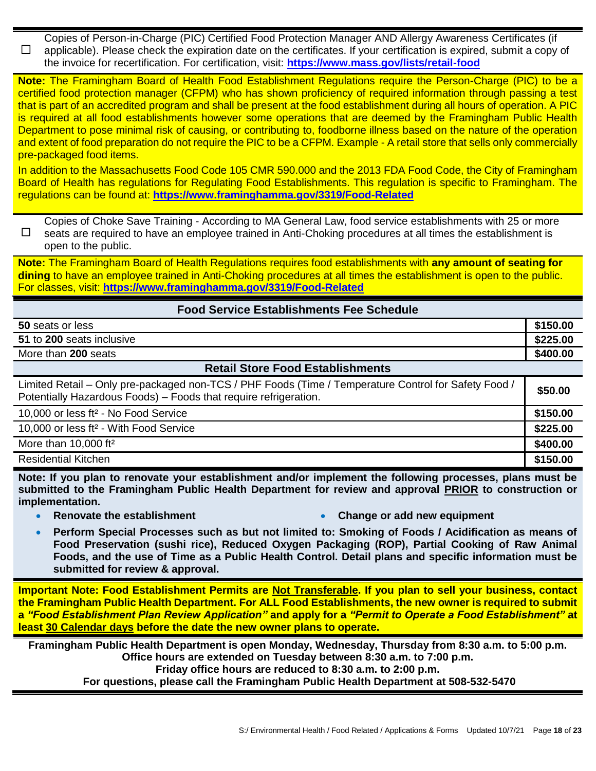☐ Copies of Person-in-Charge (PIC) Certified Food Protection Manager AND Allergy Awareness Certificates (if applicable). Please check the expiration date on the certificates. If your certification is expired, submit a copy of the invoice for recertification. For certification, visit: **https://www.mass.gov/lists/retail-food**

**Note:** The Framingham Board of Health Food Establishment Regulations require the Person-Charge (PIC) to be a certified food protection manager (CFPM) who has shown proficiency of required information through passing a test that is part of an accredited program and shall be present at the food establishment during all hours of operation. A PIC is required at all food establishments however some operations that are deemed by the Framingham Public Health Department to pose minimal risk of causing, or contributing to, foodborne illness based on the nature of the operation and extent of food preparation do not require the PIC to be a CFPM. Example - A retail store that sells only commercially pre-packaged food items.

In addition to the Massachusetts Food Code 105 CMR 590.000 and the 2013 FDA Food Code, the City of Framingham Board of Health has regulations for Regulating Food Establishments. This regulation is specific to Framingham. The regulations can be found at: **https://www.framinghamma.gov/3319/Food-Related**

☐ Copies of Choke Save Training - According to MA General Law, food service establishments with 25 or more seats are required to have an employee trained in Anti-Choking procedures at all times the establishment is open to the public.

**Note:** The Framingham Board of Health Regulations requires food establishments with **any amount of seating for dining** to have an employee trained in Anti-Choking procedures at all times the establishment is open to the public. For classes, visit: **https://www.framinghamma.gov/3319/Food-Related**

| Food Service Establishments Fee Schedule | |
|---|---|
| **50** seats or less | **$150.00** |
| **51** to **200** seats inclusive | **$225.00** |
| More than **200** seats | **$400.00** |
| **Retail Store Food Establishments** | |
| Limited Retail – Only pre-packaged non-TCS / PHF Foods (Time / Temperature Control for Safety Food / Potentially Hazardous Foods) – Foods that require refrigeration. | **$50.00** |
| 10,000 or less ft² - No Food Service | **$150.00** |
| 10,000 or less ft² - With Food Service | **$225.00** |
| More than 10,000 ft² | **$400.00** |
| Residential Kitchen | **$150.00** |

**Note: If you plan to renovate your establishment and/or implement the following processes, plans must be submitted to the Framingham Public Health Department for review and approval PRIOR to construction or implementation.**

- **Renovate the establishment**
- **Change or add new equipment**
- **Perform Special Processes such as but not limited to: Smoking of Foods / Acidification as means of Food Preservation (sushi rice), Reduced Oxygen Packaging (ROP), Partial Cooking of Raw Animal Foods, and the use of Time as a Public Health Control. Detail plans and specific information must be submitted for review & approval.**

**Important Note: Food Establishment Permits are Not Transferable. If you plan to sell your business, contact the Framingham Public Health Department. For ALL Food Establishments, the new owner is required to submit a *"Food Establishment Plan Review Application"* and apply for a *"Permit to Operate a Food Establishment"* at least 30 Calendar days before the date the new owner plans to operate.**

**Framingham Public Health Department is open Monday, Wednesday, Thursday from 8:30 a.m. to 5:00 p.m.**
**Office hours are extended on Tuesday between 8:30 a.m. to 7:00 p.m.**
**Friday office hours are reduced to 8:30 a.m. to 2:00 p.m.**
**For questions, please call the Framingham Public Health Department at 508-532-5470**

S:/ Environmental Health / Food Related / Applications & Forms Updated 10/7/21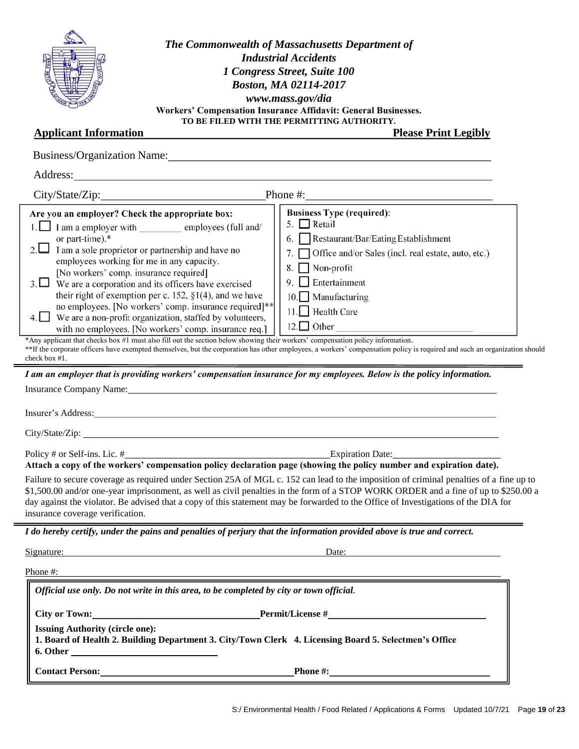***The Commonwealth of Massachusetts Department of Industrial Accidents***
***1 Congress Street, Suite 100***
***Boston, MA 02114-2017***
***www.mass.gov/dia***

**Workers' Compensation Insurance Affidavit: General Businesses.**
**TO BE FILED WITH THE PERMITTING AUTHORITY.**

**Applicant Information** **Please Print Legibly**

Business/Organization Name: ______________________________

Address: ______________________________

City/State/Zip: ______________________________ Phone #: ______________________________

| **Are you an employer? Check the appropriate box:** | **Business Type (required):** |
|---|---|
| 1. ☐ I am a employer with _________ employees (full and/ or part-time).* | 5. ☐ Retail |
| 2. ☐ I am a sole proprietor or partnership and have no employees working for me in any capacity. [No workers' comp. insurance required] | 6. ☐ Restaurant/Bar/Eating Establishment |
| 3. ☐ We are a corporation and its officers have exercised their right of exemption per c. 152, §1(4), and we have no employees. [No workers' comp. insurance required]** | 7. ☐ Office and/or Sales (incl. real estate, auto, etc.) |
| 4. ☐ We are a non-profit organization, staffed by volunteers, with no employees. [No workers' comp. insurance req.] | 8. ☐ Non-profit |
| | 9. ☐ Entertainment |
| | 10. ☐ Manufacturing |
| | 11. ☐ Health Care |
| | 12. ☐ Other ______________ |

*Any applicant that checks box #1 must also fill out the section below showing their workers' compensation policy information.
**If the corporate officers have exempted themselves, but the corporation has other employees, a workers' compensation policy is required and such an organization should check box #1.

***I am an employer that is providing workers' compensation insurance for my employees. Below is the policy information.***

Insurance Company Name: ______________________________

Insurer's Address: ______________________________

City/State/Zip: ______________________________

Policy # or Self-ins. Lic. # ______________________________ Expiration Date: ______________

**Attach a copy of the workers' compensation policy declaration page (showing the policy number and expiration date).**

Failure to secure coverage as required under Section 25A of MGL c. 152 can lead to the imposition of criminal penalties of a fine up to $1,500.00 and/or one-year imprisonment, as well as civil penalties in the form of a STOP WORK ORDER and a fine of up to $250.00 a day against the violator. Be advised that a copy of this statement may be forwarded to the Office of Investigations of the DIA for insurance coverage verification.

***I do hereby certify, under the pains and penalties of perjury that the information provided above is true and correct.***

Signature: ______________________________ Date: ______________

Phone #: ______________________________

***Official use only. Do not write in this area, to be completed by city or town official.***

**City or Town:** ______________________________ **Permit/License #** ______________________________

**Issuing Authority (circle one):**
**1. Board of Health 2. Building Department 3. City/Town Clerk 4. Licensing Board 5. Selectmen's Office**
**6. Other** ______________________________

**Contact Person:** ______________________________ **Phone #:** ______________________________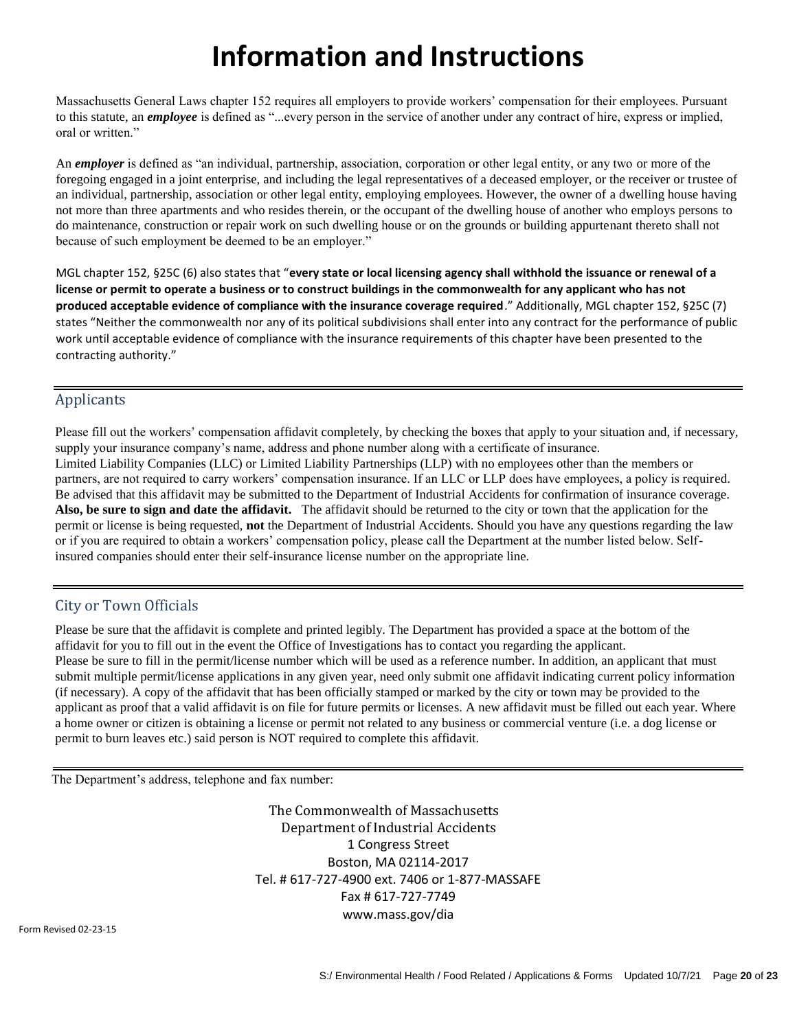# Information and Instructions

Massachusetts General Laws chapter 152 requires all employers to provide workers' compensation for their employees. Pursuant to this statute, an ***employee*** is defined as "...every person in the service of another under any contract of hire, express or implied, oral or written."

An ***employer*** is defined as "an individual, partnership, association, corporation or other legal entity, or any two or more of the foregoing engaged in a joint enterprise, and including the legal representatives of a deceased employer, or the receiver or trustee of an individual, partnership, association or other legal entity, employing employees. However, the owner of a dwelling house having not more than three apartments and who resides therein, or the occupant of the dwelling house of another who employs persons to do maintenance, construction or repair work on such dwelling house or on the grounds or building appurtenant thereto shall not because of such employment be deemed to be an employer."

MGL chapter 152, §25C (6) also states that "**every state or local licensing agency shall withhold the issuance or renewal of a license or permit to operate a business or to construct buildings in the commonwealth for any applicant who has not produced acceptable evidence of compliance with the insurance coverage required**." Additionally, MGL chapter 152, §25C (7) states "Neither the commonwealth nor any of its political subdivisions shall enter into any contract for the performance of public work until acceptable evidence of compliance with the insurance requirements of this chapter have been presented to the contracting authority."

## Applicants

Please fill out the workers' compensation affidavit completely, by checking the boxes that apply to your situation and, if necessary, supply your insurance company's name, address and phone number along with a certificate of insurance.
Limited Liability Companies (LLC) or Limited Liability Partnerships (LLP) with no employees other than the members or partners, are not required to carry workers' compensation insurance. If an LLC or LLP does have employees, a policy is required. Be advised that this affidavit may be submitted to the Department of Industrial Accidents for confirmation of insurance coverage. **Also, be sure to sign and date the affidavit.** The affidavit should be returned to the city or town that the application for the permit or license is being requested, **not** the Department of Industrial Accidents. Should you have any questions regarding the law or if you are required to obtain a workers' compensation policy, please call the Department at the number listed below. Self-insured companies should enter their self-insurance license number on the appropriate line.

## City or Town Officials

Please be sure that the affidavit is complete and printed legibly. The Department has provided a space at the bottom of the affidavit for you to fill out in the event the Office of Investigations has to contact you regarding the applicant.
Please be sure to fill in the permit/license number which will be used as a reference number. In addition, an applicant that must submit multiple permit/license applications in any given year, need only submit one affidavit indicating current policy information (if necessary). A copy of the affidavit that has been officially stamped or marked by the city or town may be provided to the applicant as proof that a valid affidavit is on file for future permits or licenses. A new affidavit must be filled out each year. Where a home owner or citizen is obtaining a license or permit not related to any business or commercial venture (i.e. a dog license or permit to burn leaves etc.) said person is NOT required to complete this affidavit.

The Department's address, telephone and fax number:

The Commonwealth of Massachusetts
Department of Industrial Accidents
1 Congress Street
Boston, MA 02114-2017
Tel. # 617-727-4900 ext. 7406 or 1-877-MASSAFE
Fax # 617-727-7749
www.mass.gov/dia

Form Revised 02-23-15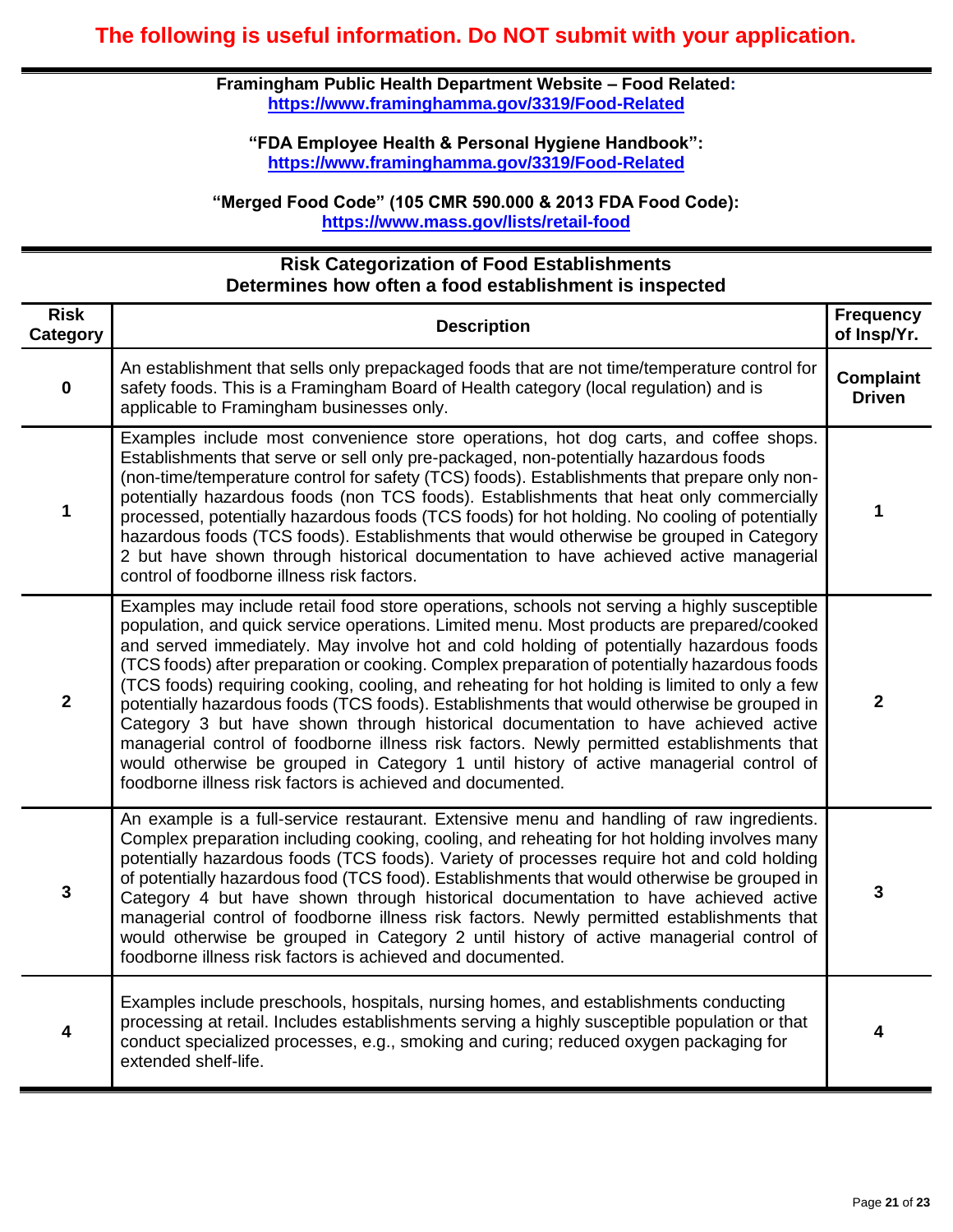**The following is useful information. Do NOT submit with your application.**

**Framingham Public Health Department Website – Food Related:**
**https://www.framinghamma.gov/3319/Food-Related**

**"FDA Employee Health & Personal Hygiene Handbook":**
**https://www.framinghamma.gov/3319/Food-Related**

**"Merged Food Code" (105 CMR 590.000 & 2013 FDA Food Code):**
**https://www.mass.gov/lists/retail-food**

## Risk Categorization of Food Establishments
### Determines how often a food establishment is inspected

| Risk Category | Description | Frequency of Insp/Yr. |
|---|---|---|
| **0** | An establishment that sells only prepackaged foods that are not time/temperature control for safety foods. This is a Framingham Board of Health category (local regulation) and is applicable to Framingham businesses only. | **Complaint Driven** |
| **1** | Examples include most convenience store operations, hot dog carts, and coffee shops. Establishments that serve or sell only pre-packaged, non-potentially hazardous foods (non-time/temperature control for safety (TCS) foods). Establishments that prepare only non-potentially hazardous foods (non TCS foods). Establishments that heat only commercially processed, potentially hazardous foods (TCS foods) for hot holding. No cooling of potentially hazardous foods (TCS foods). Establishments that would otherwise be grouped in Category 2 but have shown through historical documentation to have achieved active managerial control of foodborne illness risk factors. | **1** |
| **2** | Examples may include retail food store operations, schools not serving a highly susceptible population, and quick service operations. Limited menu. Most products are prepared/cooked and served immediately. May involve hot and cold holding of potentially hazardous foods (TCS foods) after preparation or cooking. Complex preparation of potentially hazardous foods (TCS foods) requiring cooking, cooling, and reheating for hot holding is limited to only a few potentially hazardous foods (TCS foods). Establishments that would otherwise be grouped in Category 3 but have shown through historical documentation to have achieved active managerial control of foodborne illness risk factors. Newly permitted establishments that would otherwise be grouped in Category 1 until history of active managerial control of foodborne illness risk factors is achieved and documented. | **2** |
| **3** | An example is a full-service restaurant. Extensive menu and handling of raw ingredients. Complex preparation including cooking, cooling, and reheating for hot holding involves many potentially hazardous foods (TCS foods). Variety of processes require hot and cold holding of potentially hazardous food (TCS food). Establishments that would otherwise be grouped in Category 4 but have shown through historical documentation to have achieved active managerial control of foodborne illness risk factors. Newly permitted establishments that would otherwise be grouped in Category 2 until history of active managerial control of foodborne illness risk factors is achieved and documented. | **3** |
| **4** | Examples include preschools, hospitals, nursing homes, and establishments conducting processing at retail. Includes establishments serving a highly susceptible population or that conduct specialized processes, e.g., smoking and curing; reduced oxygen packaging for extended shelf-life. | **4** |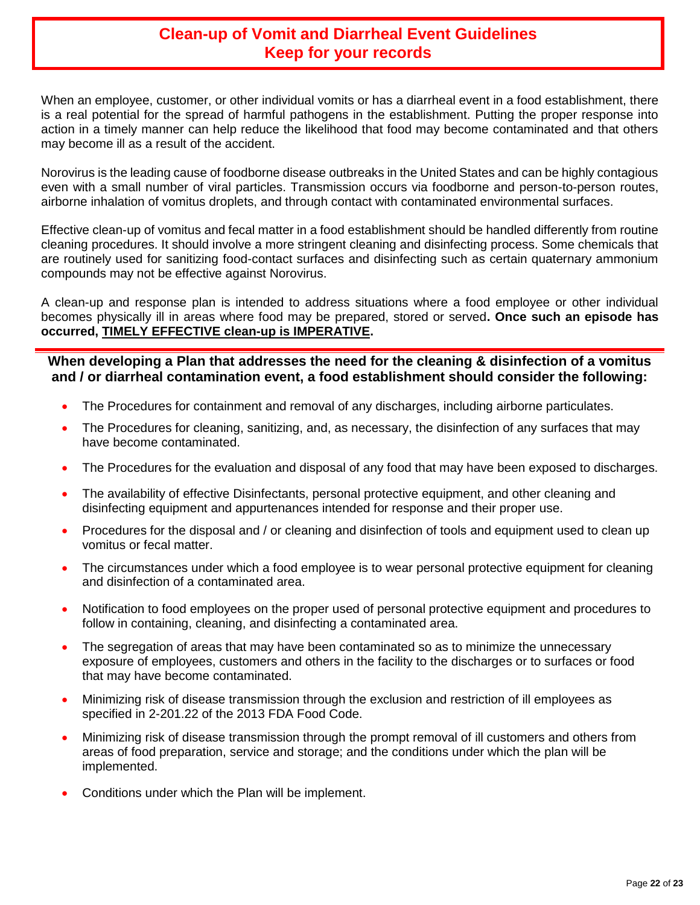# Clean-up of Vomit and Diarrheal Event Guidelines
# Keep for your records

When an employee, customer, or other individual vomits or has a diarrheal event in a food establishment, there is a real potential for the spread of harmful pathogens in the establishment. Putting the proper response into action in a timely manner can help reduce the likelihood that food may become contaminated and that others may become ill as a result of the accident.

Norovirus is the leading cause of foodborne disease outbreaks in the United States and can be highly contagious even with a small number of viral particles. Transmission occurs via foodborne and person-to-person routes, airborne inhalation of vomitus droplets, and through contact with contaminated environmental surfaces.

Effective clean-up of vomitus and fecal matter in a food establishment should be handled differently from routine cleaning procedures. It should involve a more stringent cleaning and disinfecting process. Some chemicals that are routinely used for sanitizing food-contact surfaces and disinfecting such as certain quaternary ammonium compounds may not be effective against Norovirus.

A clean-up and response plan is intended to address situations where a food employee or other individual becomes physically ill in areas where food may be prepared, stored or served**. Once such an episode has occurred, <u>TIMELY EFFECTIVE clean-up is IMPERATIVE</u>.**

---

**When developing a Plan that addresses the need for the cleaning & disinfection of a vomitus and / or diarrheal contamination event, a food establishment should consider the following:**

- The Procedures for containment and removal of any discharges, including airborne particulates.
- The Procedures for cleaning, sanitizing, and, as necessary, the disinfection of any surfaces that may have become contaminated.
- The Procedures for the evaluation and disposal of any food that may have been exposed to discharges.
- The availability of effective Disinfectants, personal protective equipment, and other cleaning and disinfecting equipment and appurtenances intended for response and their proper use.
- Procedures for the disposal and / or cleaning and disinfection of tools and equipment used to clean up vomitus or fecal matter.
- The circumstances under which a food employee is to wear personal protective equipment for cleaning and disinfection of a contaminated area.
- Notification to food employees on the proper used of personal protective equipment and procedures to follow in containing, cleaning, and disinfecting a contaminated area.
- The segregation of areas that may have been contaminated so as to minimize the unnecessary exposure of employees, customers and others in the facility to the discharges or to surfaces or food that may have become contaminated.
- Minimizing risk of disease transmission through the exclusion and restriction of ill employees as specified in 2-201.22 of the 2013 FDA Food Code.
- Minimizing risk of disease transmission through the prompt removal of ill customers and others from areas of food preparation, service and storage; and the conditions under which the plan will be implemented.
- Conditions under which the Plan will be implement.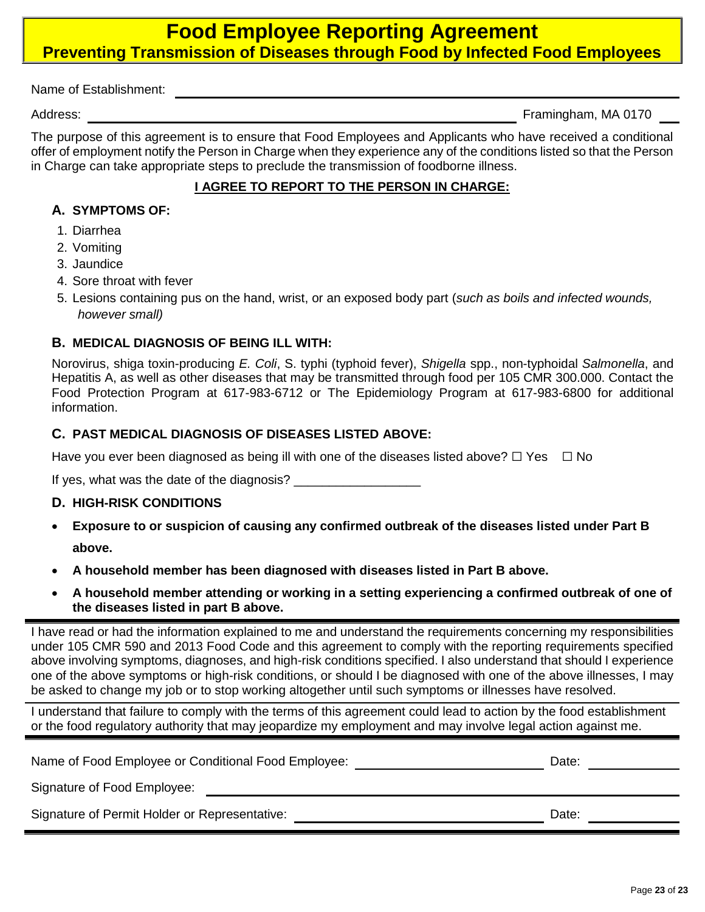# Food Employee Reporting Agreement

## Preventing Transmission of Diseases through Food by Infected Food Employees

Name of Establishment: ______________________________

Address: ______________________________ Framingham, MA 0170___

The purpose of this agreement is to ensure that Food Employees and Applicants who have received a conditional offer of employment notify the Person in Charge when they experience any of the conditions listed so that the Person in Charge can take appropriate steps to preclude the transmission of foodborne illness.

**I AGREE TO REPORT TO THE PERSON IN CHARGE:**

### A. SYMPTOMS OF:

1. Diarrhea
2. Vomiting
3. Jaundice
4. Sore throat with fever
5. Lesions containing pus on the hand, wrist, or an exposed body part (*such as boils and infected wounds, however small)*

### B. MEDICAL DIAGNOSIS OF BEING ILL WITH:

Norovirus, shiga toxin-producing *E. Coli*, S. typhi (typhoid fever), *Shigella* spp., non-typhoidal *Salmonella*, and Hepatitis A, as well as other diseases that may be transmitted through food per 105 CMR 300.000. Contact the Food Protection Program at 617-983-6712 or The Epidemiology Program at 617-983-6800 for additional information.

### C. PAST MEDICAL DIAGNOSIS OF DISEASES LISTED ABOVE:

Have you ever been diagnosed as being ill with one of the diseases listed above? ☐ Yes ☐ No

If yes, what was the date of the diagnosis? __________________

### D. HIGH-RISK CONDITIONS

- **Exposure to or suspicion of causing any confirmed outbreak of the diseases listed under Part B above.**
- **A household member has been diagnosed with diseases listed in Part B above.**
- **A household member attending or working in a setting experiencing a confirmed outbreak of one of the diseases listed in part B above.**

---

I have read or had the information explained to me and understand the requirements concerning my responsibilities under 105 CMR 590 and 2013 Food Code and this agreement to comply with the reporting requirements specified above involving symptoms, diagnoses, and high-risk conditions specified. I also understand that should I experience one of the above symptoms or high-risk conditions, or should I be diagnosed with one of the above illnesses, I may be asked to change my job or to stop working altogether until such symptoms or illnesses have resolved.

I understand that failure to comply with the terms of this agreement could lead to action by the food establishment or the food regulatory authority that may jeopardize my employment and may involve legal action against me.

---

Name of Food Employee or Conditional Food Employee: ______________________ Date: __________

Signature of Food Employee: ______________________________

Signature of Permit Holder or Representative: ______________________ Date: __________